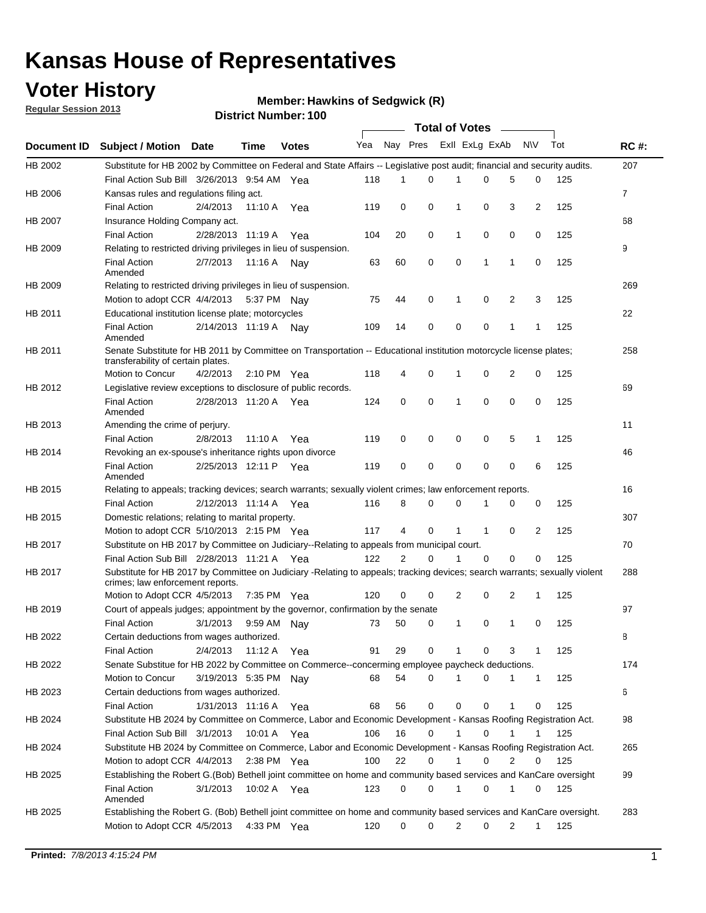# Kansas House of Representatives

## Voter History

**Regular Session 2013**

**Member: Hawkins of Sedgwick (R)**

**District Number: 100**

| Document ID | Subject / Motion | Date | Time | Votes | Yea | Nay | Pres | ExII | ExLg | ExAb | N\V | Tot | RC #: |
|---|---|---|---|---|---|---|---|---|---|---|---|---|---|
| HB 2002 | Substitute for HB 2002 by Committee on Federal and State Affairs -- Legislative post audit; financial and security audits. | | | | | | | | | | | | 207 |
| | Final Action Sub Bill | 3/26/2013 | 9:54 AM | Yea | 118 | 1 | 0 | 1 | 0 | 5 | 0 | 125 | |
| HB 2006 | Kansas rules and regulations filing act. | | | | | | | | | | | | 7 |
| | Final Action | 2/4/2013 | 11:10 A | Yea | 119 | 0 | 0 | 1 | 0 | 3 | 2 | 125 | |
| HB 2007 | Insurance Holding Company act. | | | | | | | | | | | | 68 |
| | Final Action | 2/28/2013 | 11:19 A | Yea | 104 | 20 | 0 | 1 | 0 | 0 | 0 | 125 | |
| HB 2009 | Relating to restricted driving privileges in lieu of suspension. | | | | | | | | | | | | 9 |
| | Final Action Amended | 2/7/2013 | 11:16 A | Nay | 63 | 60 | 0 | 0 | 1 | 1 | 0 | 125 | |
| HB 2009 | Relating to restricted driving privileges in lieu of suspension. | | | | | | | | | | | | 269 |
| | Motion to adopt CCR | 4/4/2013 | 5:37 PM | Nay | 75 | 44 | 0 | 1 | 0 | 2 | 3 | 125 | |
| HB 2011 | Educational institution license plate; motorcycles | | | | | | | | | | | | 22 |
| | Final Action Amended | 2/14/2013 | 11:19 A | Nay | 109 | 14 | 0 | 0 | 0 | 1 | 1 | 125 | |
| HB 2011 | Senate Substitute for HB 2011 by Committee on Transportation -- Educational institution motorcycle license plates; transferability of certain plates. | | | | | | | | | | | | 258 |
| | Motion to Concur | 4/2/2013 | 2:10 PM | Yea | 118 | 4 | 0 | 1 | 0 | 2 | 0 | 125 | |
| HB 2012 | Legislative review exceptions to disclosure of public records. | | | | | | | | | | | | 69 |
| | Final Action Amended | 2/28/2013 | 11:20 A | Yea | 124 | 0 | 0 | 1 | 0 | 0 | 0 | 125 | |
| HB 2013 | Amending the crime of perjury. | | | | | | | | | | | | 11 |
| | Final Action | 2/8/2013 | 11:10 A | Yea | 119 | 0 | 0 | 0 | 0 | 5 | 1 | 125 | |
| HB 2014 | Revoking an ex-spouse's inheritance rights upon divorce | | | | | | | | | | | | 46 |
| | Final Action Amended | 2/25/2013 | 12:11 P | Yea | 119 | 0 | 0 | 0 | 0 | 0 | 6 | 125 | |
| HB 2015 | Relating to appeals; tracking devices; search warrants; sexually violent crimes; law enforcement reports. | | | | | | | | | | | | 16 |
| | Final Action | 2/12/2013 | 11:14 A | Yea | 116 | 8 | 0 | 0 | 1 | 0 | 0 | 125 | |
| HB 2015 | Domestic relations; relating to marital property. | | | | | | | | | | | | 307 |
| | Motion to adopt CCR | 5/10/2013 | 2:15 PM | Yea | 117 | 4 | 0 | 1 | 1 | 0 | 2 | 125 | |
| HB 2017 | Substitute on HB 2017 by Committee on Judiciary--Relating to appeals from municipal court. | | | | | | | | | | | | 70 |
| | Final Action Sub Bill | 2/28/2013 | 11:21 A | Yea | 122 | 2 | 0 | 1 | 0 | 0 | 0 | 125 | |
| HB 2017 | Substitute for HB 2017 by Committee on Judiciary -Relating to appeals; tracking devices; search warrants; sexually violent crimes; law enforcement reports. | | | | | | | | | | | | 288 |
| | Motion to Adopt CCR | 4/5/2013 | 7:35 PM | Yea | 120 | 0 | 0 | 2 | 0 | 2 | 1 | 125 | |
| HB 2019 | Court of appeals judges; appointment by the governor, confirmation by the senate | | | | | | | | | | | | 97 |
| | Final Action | 3/1/2013 | 9:59 AM | Nay | 73 | 50 | 0 | 1 | 0 | 1 | 0 | 125 | |
| HB 2022 | Certain deductions from wages authorized. | | | | | | | | | | | | 8 |
| | Final Action | 2/4/2013 | 11:12 A | Yea | 91 | 29 | 0 | 1 | 0 | 3 | 1 | 125 | |
| HB 2022 | Senate Substitue for HB 2022 by Committee on Commerce--concerning employee paycheck deductions. | | | | | | | | | | | | 174 |
| | Motion to Concur | 3/19/2013 | 5:35 PM | Nay | 68 | 54 | 0 | 1 | 0 | 1 | 1 | 125 | |
| HB 2023 | Certain deductions from wages authorized. | | | | | | | | | | | | 6 |
| | Final Action | 1/31/2013 | 11:16 A | Yea | 68 | 56 | 0 | 0 | 0 | 1 | 0 | 125 | |
| HB 2024 | Substitute HB 2024 by Committee on Commerce, Labor and Economic Development - Kansas Roofing Registration Act. | | | | | | | | | | | | 98 |
| | Final Action Sub Bill | 3/1/2013 | 10:01 A | Yea | 106 | 16 | 0 | 1 | 0 | 1 | 1 | 125 | |
| HB 2024 | Substitute HB 2024 by Committee on Commerce, Labor and Economic Development - Kansas Roofing Registration Act. | | | | | | | | | | | | 265 |
| | Motion to adopt CCR | 4/4/2013 | 2:38 PM | Yea | 100 | 22 | 0 | 1 | 0 | 2 | 0 | 125 | |
| HB 2025 | Establishing the Robert G.(Bob) Bethell joint committee on home and community based services and KanCare oversight | | | | | | | | | | | | 99 |
| | Final Action Amended | 3/1/2013 | 10:02 A | Yea | 123 | 0 | 0 | 1 | 0 | 1 | 0 | 125 | |
| HB 2025 | Establishing the Robert G. (Bob) Bethell joint committee on home and community based services and KanCare oversight. | | | | | | | | | | | | 283 |
| | Motion to Adopt CCR | 4/5/2013 | 4:33 PM | Yea | 120 | 0 | 0 | 2 | 0 | 2 | 1 | 125 | |

**Printed:** *7/8/2013 4:15:24 PM*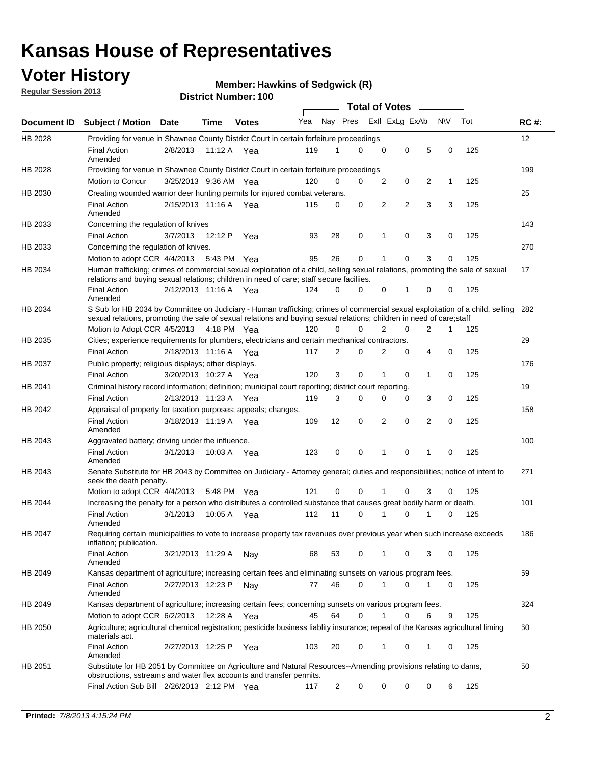# Kansas House of Representatives

## Voter History

**Regular Session 2013**

**Member: Hawkins of Sedgwick (R)**

**District Number: 100**

| Document ID | Subject / Motion | Date | Time | Votes | Yea | Nay | Pres | ExII | ExLg | ExAb | N\V | Tot | RC #: |
|---|---|---|---|---|---|---|---|---|---|---|---|---|---|
| HB 2028 | Providing for venue in Shawnee County District Court in certain forfeiture proceedings | | | | | | | | | | | | 12 |
| | Final Action Amended | 2/8/2013 | 11:12 A | Yea | 119 | 1 | 0 | 0 | 0 | 5 | 0 | 125 | |
| HB 2028 | Providing for venue in Shawnee County District Court in certain forfeiture proceedings | | | | | | | | | | | | 199 |
| | Motion to Concur | 3/25/2013 | 9:36 AM | Yea | 120 | 0 | 0 | 2 | 0 | 2 | 1 | 125 | |
| HB 2030 | Creating wounded warrior deer hunting permits for injured combat veterans. | | | | | | | | | | | | 25 |
| | Final Action Amended | 2/15/2013 | 11:16 A | Yea | 115 | 0 | 0 | 2 | 2 | 3 | 3 | 125 | |
| HB 2033 | Concerning the regulation of knives | | | | | | | | | | | | 143 |
| | Final Action | 3/7/2013 | 12:12 P | Yea | 93 | 28 | 0 | 1 | 0 | 3 | 0 | 125 | |
| HB 2033 | Concerning the regulation of knives. | | | | | | | | | | | | 270 |
| | Motion to adopt CCR | 4/4/2013 | 5:43 PM | Yea | 95 | 26 | 0 | 1 | 0 | 3 | 0 | 125 | |
| HB 2034 | Human trafficking; crimes of commercial sexual exploitation of a child, selling sexual relations, promoting the sale of sexual relations and buying sexual relations; children in need of care; staff secure faciliies. | | | | | | | | | | | | 17 |
| | Final Action Amended | 2/12/2013 | 11:16 A | Yea | 124 | 0 | 0 | 0 | 1 | 0 | 0 | 125 | |
| HB 2034 | S Sub for HB 2034 by Committee on Judiciary - Human trafficking; crimes of commercial sexual exploitation of a child, selling sexual relations, promoting the sale of sexual relations and buying sexual relations; children in need of care;staff | | | | | | | | | | | | 282 |
| | Motion to Adopt CCR | 4/5/2013 | 4:18 PM | Yea | 120 | 0 | 0 | 2 | 0 | 2 | 1 | 125 | |
| HB 2035 | Cities; experience requirements for plumbers, electricians and certain mechanical contractors. | | | | | | | | | | | | 29 |
| | Final Action | 2/18/2013 | 11:16 A | Yea | 117 | 2 | 0 | 2 | 0 | 4 | 0 | 125 | |
| HB 2037 | Public property; religious displays; other displays. | | | | | | | | | | | | 176 |
| | Final Action | 3/20/2013 | 10:27 A | Yea | 120 | 3 | 0 | 1 | 0 | 1 | 0 | 125 | |
| HB 2041 | Criminal history record information; definition; municipal court reporting; district court reporting. | | | | | | | | | | | | 19 |
| | Final Action | 2/13/2013 | 11:23 A | Yea | 119 | 3 | 0 | 0 | 0 | 3 | 0 | 125 | |
| HB 2042 | Appraisal of property for taxation purposes; appeals; changes. | | | | | | | | | | | | 158 |
| | Final Action Amended | 3/18/2013 | 11:19 A | Yea | 109 | 12 | 0 | 2 | 0 | 2 | 0 | 125 | |
| HB 2043 | Aggravated battery; driving under the influence. | | | | | | | | | | | | 100 |
| | Final Action Amended | 3/1/2013 | 10:03 A | Yea | 123 | 0 | 0 | 1 | 0 | 1 | 0 | 125 | |
| HB 2043 | Senate Substitute for HB 2043 by Committee on Judiciary - Attorney general; duties and responsibilities; notice of intent to seek the death penalty. | | | | | | | | | | | | 271 |
| | Motion to adopt CCR | 4/4/2013 | 5:48 PM | Yea | 121 | 0 | 0 | 1 | 0 | 3 | 0 | 125 | |
| HB 2044 | Increasing the penalty for a person who distributes a controlled substance that causes great bodily harm or death. | | | | | | | | | | | | 101 |
| | Final Action Amended | 3/1/2013 | 10:05 A | Yea | 112 | 11 | 0 | 1 | 0 | 1 | 0 | 125 | |
| HB 2047 | Requiring certain municipalities to vote to increase property tax revenues over previous year when such increase exceeds inflation; publication. | | | | | | | | | | | | 186 |
| | Final Action Amended | 3/21/2013 | 11:29 A | Nay | 68 | 53 | 0 | 1 | 0 | 3 | 0 | 125 | |
| HB 2049 | Kansas department of agriculture; increasing certain fees and eliminating sunsets on various program fees. | | | | | | | | | | | | 59 |
| | Final Action Amended | 2/27/2013 | 12:23 P | Nay | 77 | 46 | 0 | 1 | 0 | 1 | 0 | 125 | |
| HB 2049 | Kansas department of agriculture; increasing certain fees; concerning sunsets on various program fees. | | | | | | | | | | | | 324 |
| | Motion to adopt CCR | 6/2/2013 | 12:28 A | Yea | 45 | 64 | 0 | 1 | 0 | 6 | 9 | 125 | |
| HB 2050 | Agriculture; agricultural chemical registration; pesticide business liablity insurance; repeal of the Kansas agricultural liming materials act. | | | | | | | | | | | | 60 |
| | Final Action Amended | 2/27/2013 | 12:25 P | Yea | 103 | 20 | 0 | 1 | 0 | 1 | 0 | 125 | |
| HB 2051 | Substitute for HB 2051 by Committee on Agriculture and Natural Resources--Amending provisions relating to dams, obstructions, sstreams and water flex accounts and transfer permits. | | | | | | | | | | | | 50 |
| | Final Action Sub Bill | 2/26/2013 | 2:12 PM | Yea | 117 | 2 | 0 | 0 | 0 | 0 | 6 | 125 | |

**Printed:** *7/8/2013 4:15:24 PM*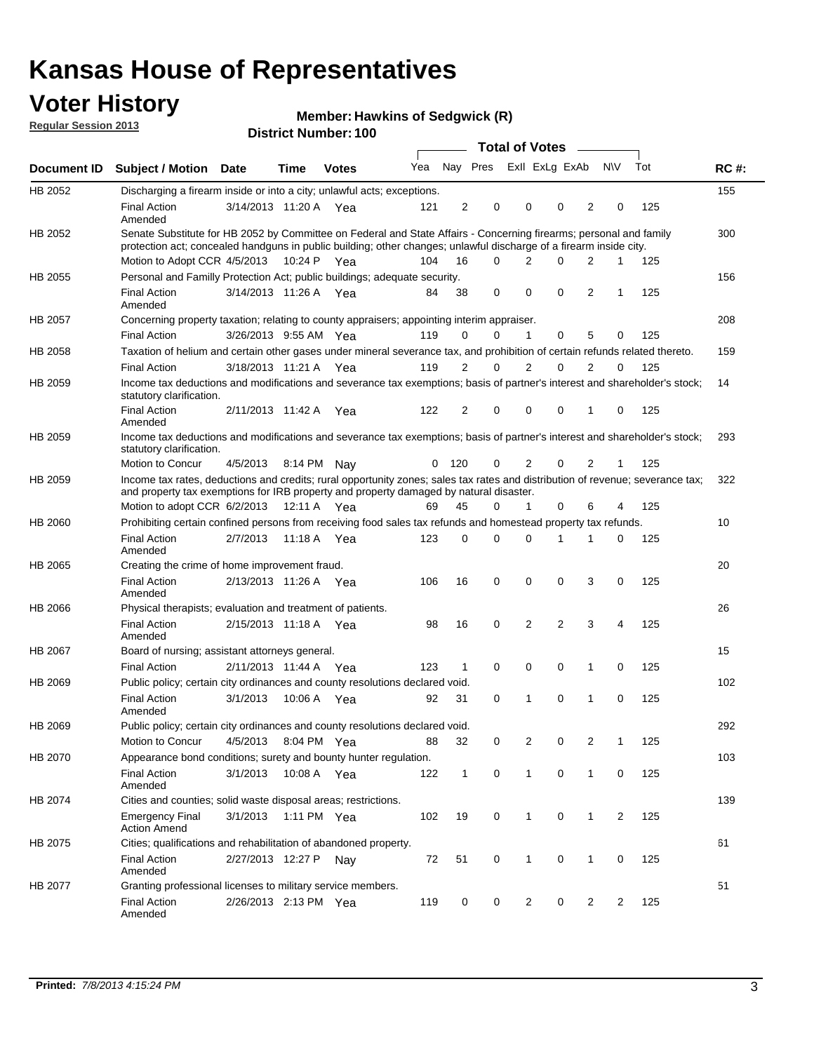# Kansas House of Representatives

## Voter History

**Regular Session 2013**

**Member: Hawkins of Sedgwick (R)**

**District Number: 100**

| Document ID | Subject / Motion | Date | Time | Votes | Yea | Nay | Pres | ExII | ExLg | ExAb | N\V | Tot | RC #: |
|---|---|---|---|---|---|---|---|---|---|---|---|---|---|
| HB 2052 | Discharging a firearm inside or into a city; unlawful acts; exceptions. | | | | | | | | | | | | 155 |
| | Final Action Amended | 3/14/2013 | 11:20 A | Yea | 121 | 2 | 0 | 0 | 0 | 2 | 0 | 125 | |
| HB 2052 | Senate Substitute for HB 2052 by Committee on Federal and State Affairs - Concerning firearms; personal and family protection act; concealed handguns in public building; other changes; unlawful discharge of a firearm inside city. | | | | | | | | | | | | 300 |
| | Motion to Adopt CCR | 4/5/2013 | 10:24 P | Yea | 104 | 16 | 0 | 2 | 0 | 2 | 1 | 125 | |
| HB 2055 | Personal and Familly Protection Act; public buildings; adequate security. | | | | | | | | | | | | 156 |
| | Final Action Amended | 3/14/2013 | 11:26 A | Yea | 84 | 38 | 0 | 0 | 0 | 2 | 1 | 125 | |
| HB 2057 | Concerning property taxation; relating to county appraisers; appointing interim appraiser. | | | | | | | | | | | | 208 |
| | Final Action | 3/26/2013 | 9:55 AM | Yea | 119 | 0 | 0 | 1 | 0 | 5 | 0 | 125 | |
| HB 2058 | Taxation of helium and certain other gases under mineral severance tax, and prohibition of certain refunds related thereto. | | | | | | | | | | | | 159 |
| | Final Action | 3/18/2013 | 11:21 A | Yea | 119 | 2 | 0 | 2 | 0 | 2 | 0 | 125 | |
| HB 2059 | Income tax deductions and modifications and severance tax exemptions; basis of partner's interest and shareholder's stock; statutory clarification. | | | | | | | | | | | | 14 |
| | Final Action Amended | 2/11/2013 | 11:42 A | Yea | 122 | 2 | 0 | 0 | 0 | 1 | 0 | 125 | |
| HB 2059 | Income tax deductions and modifications and severance tax exemptions; basis of partner's interest and shareholder's stock; statutory clarification. | | | | | | | | | | | | 293 |
| | Motion to Concur | 4/5/2013 | 8:14 PM | Nay | 0 | 120 | 0 | 2 | 0 | 2 | 1 | 125 | |
| HB 2059 | Income tax rates, deductions and credits; rural opportunity zones; sales tax rates and distribution of revenue; severance tax; and property tax exemptions for IRB property and property damaged by natural disaster. | | | | | | | | | | | | 322 |
| | Motion to adopt CCR | 6/2/2013 | 12:11 A | Yea | 69 | 45 | 0 | 1 | 0 | 6 | 4 | 125 | |
| HB 2060 | Prohibiting certain confined persons from receiving food sales tax refunds and homestead property tax refunds. | | | | | | | | | | | | 10 |
| | Final Action Amended | 2/7/2013 | 11:18 A | Yea | 123 | 0 | 0 | 0 | 1 | 1 | 0 | 125 | |
| HB 2065 | Creating the crime of home improvement fraud. | | | | | | | | | | | | 20 |
| | Final Action Amended | 2/13/2013 | 11:26 A | Yea | 106 | 16 | 0 | 0 | 0 | 3 | 0 | 125 | |
| HB 2066 | Physical therapists; evaluation and treatment of patients. | | | | | | | | | | | | 26 |
| | Final Action Amended | 2/15/2013 | 11:18 A | Yea | 98 | 16 | 0 | 2 | 2 | 3 | 4 | 125 | |
| HB 2067 | Board of nursing; assistant attorneys general. | | | | | | | | | | | | 15 |
| | Final Action | 2/11/2013 | 11:44 A | Yea | 123 | 1 | 0 | 0 | 0 | 1 | 0 | 125 | |
| HB 2069 | Public policy; certain city ordinances and county resolutions declared void. | | | | | | | | | | | | 102 |
| | Final Action Amended | 3/1/2013 | 10:06 A | Yea | 92 | 31 | 0 | 1 | 0 | 1 | 0 | 125 | |
| HB 2069 | Public policy; certain city ordinances and county resolutions declared void. | | | | | | | | | | | | 292 |
| | Motion to Concur | 4/5/2013 | 8:04 PM | Yea | 88 | 32 | 0 | 2 | 0 | 2 | 1 | 125 | |
| HB 2070 | Appearance bond conditions; surety and bounty hunter regulation. | | | | | | | | | | | | 103 |
| | Final Action Amended | 3/1/2013 | 10:08 A | Yea | 122 | 1 | 0 | 1 | 0 | 1 | 0 | 125 | |
| HB 2074 | Cities and counties; solid waste disposal areas; restrictions. | | | | | | | | | | | | 139 |
| | Emergency Final Action Amend | 3/1/2013 | 1:11 PM | Yea | 102 | 19 | 0 | 1 | 0 | 1 | 2 | 125 | |
| HB 2075 | Cities; qualifications and rehabilitation of abandoned property. | | | | | | | | | | | | 61 |
| | Final Action Amended | 2/27/2013 | 12:27 P | Nay | 72 | 51 | 0 | 1 | 0 | 1 | 0 | 125 | |
| HB 2077 | Granting professional licenses to military service members. | | | | | | | | | | | | 51 |
| | Final Action Amended | 2/26/2013 | 2:13 PM | Yea | 119 | 0 | 0 | 2 | 0 | 2 | 2 | 125 | |

**Printed:** *7/8/2013 4:15:24 PM*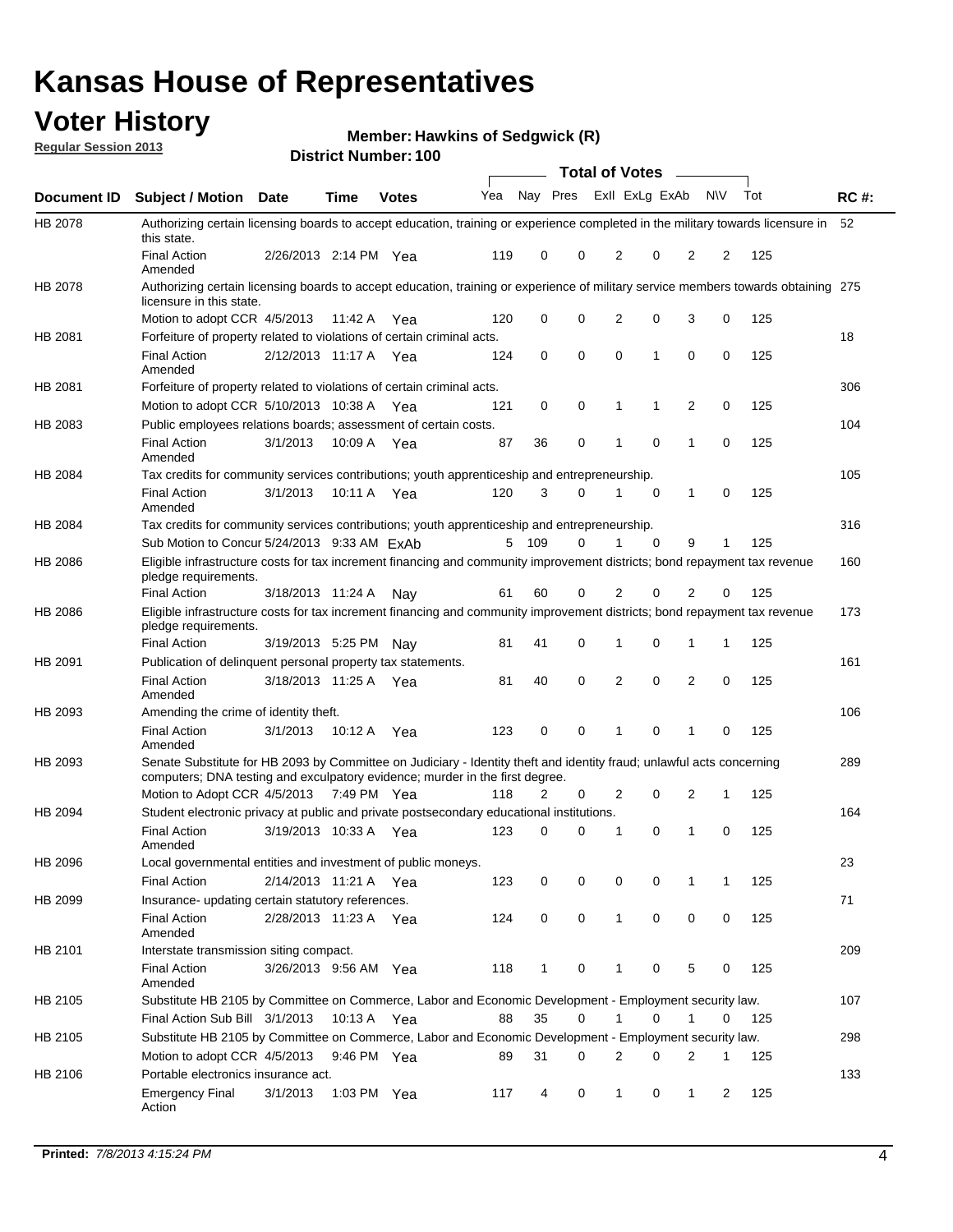# Kansas House of Representatives

## Voter History

**Regular Session 2013**

**Member: Hawkins of Sedgwick (R)**

**District Number: 100**

| Document ID | Subject / Motion | Date | Time | Votes | Yea | Nay | Pres | ExII | ExLg | ExAb | N\V | Tot | RC #: |
|---|---|---|---|---|---|---|---|---|---|---|---|---|---|
| HB 2078 | Authorizing certain licensing boards to accept education, training or experience completed in the military towards licensure in this state. | | | | | | | | | | | | 52 |
| | Final Action Amended | 2/26/2013 | 2:14 PM | Yea | 119 | 0 | 0 | 2 | 0 | 2 | 2 | 125 | |
| HB 2078 | Authorizing certain licensing boards to accept education, training or experience of military service members towards obtaining licensure in this state. | | | | | | | | | | | | 275 |
| | Motion to adopt CCR | 4/5/2013 | 11:42 A | Yea | 120 | 0 | 0 | 2 | 0 | 3 | 0 | 125 | |
| HB 2081 | Forfeiture of property related to violations of certain criminal acts. | | | | | | | | | | | | 18 |
| | Final Action Amended | 2/12/2013 | 11:17 A | Yea | 124 | 0 | 0 | 0 | 1 | 0 | 0 | 125 | |
| HB 2081 | Forfeiture of property related to violations of certain criminal acts. | | | | | | | | | | | | 306 |
| | Motion to adopt CCR | 5/10/2013 | 10:38 A | Yea | 121 | 0 | 0 | 1 | 1 | 2 | 0 | 125 | |
| HB 2083 | Public employees relations boards; assessment of certain costs. | | | | | | | | | | | | 104 |
| | Final Action Amended | 3/1/2013 | 10:09 A | Yea | 87 | 36 | 0 | 1 | 0 | 1 | 0 | 125 | |
| HB 2084 | Tax credits for community services contributions; youth apprenticeship and entrepreneurship. | | | | | | | | | | | | 105 |
| | Final Action Amended | 3/1/2013 | 10:11 A | Yea | 120 | 3 | 0 | 1 | 0 | 1 | 0 | 125 | |
| HB 2084 | Tax credits for community services contributions; youth apprenticeship and entrepreneurship. | | | | | | | | | | | | 316 |
| | Sub Motion to Concur | 5/24/2013 | 9:33 AM | ExAb | 5 | 109 | 0 | 1 | 0 | 9 | 1 | 125 | |
| HB 2086 | Eligible infrastructure costs for tax increment financing and community improvement districts; bond repayment tax revenue pledge requirements. | | | | | | | | | | | | 160 |
| | Final Action | 3/18/2013 | 11:24 A | Nay | 61 | 60 | 0 | 2 | 0 | 2 | 0 | 125 | |
| HB 2086 | Eligible infrastructure costs for tax increment financing and community improvement districts; bond repayment tax revenue pledge requirements. | | | | | | | | | | | | 173 |
| | Final Action | 3/19/2013 | 5:25 PM | Nay | 81 | 41 | 0 | 1 | 0 | 1 | 1 | 125 | |
| HB 2091 | Publication of delinquent personal property tax statements. | | | | | | | | | | | | 161 |
| | Final Action Amended | 3/18/2013 | 11:25 A | Yea | 81 | 40 | 0 | 2 | 0 | 2 | 0 | 125 | |
| HB 2093 | Amending the crime of identity theft. | | | | | | | | | | | | 106 |
| | Final Action Amended | 3/1/2013 | 10:12 A | Yea | 123 | 0 | 0 | 1 | 0 | 1 | 0 | 125 | |
| HB 2093 | Senate Substitute for HB 2093 by Committee on Judiciary - Identity theft and identity fraud; unlawful acts concerning computers; DNA testing and exculpatory evidence; murder in the first degree. | | | | | | | | | | | | 289 |
| | Motion to Adopt CCR | 4/5/2013 | 7:49 PM | Yea | 118 | 2 | 0 | 2 | 0 | 2 | 1 | 125 | |
| HB 2094 | Student electronic privacy at public and private postsecondary educational institutions. | | | | | | | | | | | | 164 |
| | Final Action Amended | 3/19/2013 | 10:33 A | Yea | 123 | 0 | 0 | 1 | 0 | 1 | 0 | 125 | |
| HB 2096 | Local governmental entities and investment of public moneys. | | | | | | | | | | | | 23 |
| | Final Action | 2/14/2013 | 11:21 A | Yea | 123 | 0 | 0 | 0 | 0 | 1 | 1 | 125 | |
| HB 2099 | Insurance- updating certain statutory references. | | | | | | | | | | | | 71 |
| | Final Action Amended | 2/28/2013 | 11:23 A | Yea | 124 | 0 | 0 | 1 | 0 | 0 | 0 | 125 | |
| HB 2101 | Interstate transmission siting compact. | | | | | | | | | | | | 209 |
| | Final Action Amended | 3/26/2013 | 9:56 AM | Yea | 118 | 1 | 0 | 1 | 0 | 5 | 0 | 125 | |
| HB 2105 | Substitute HB 2105 by Committee on Commerce, Labor and Economic Development - Employment security law. | | | | | | | | | | | | 107 |
| | Final Action Sub Bill | 3/1/2013 | 10:13 A | Yea | 88 | 35 | 0 | 1 | 0 | 1 | 0 | 125 | |
| HB 2105 | Substitute HB 2105 by Committee on Commerce, Labor and Economic Development - Employment security law. | | | | | | | | | | | | 298 |
| | Motion to adopt CCR | 4/5/2013 | 9:46 PM | Yea | 89 | 31 | 0 | 2 | 0 | 2 | 1 | 125 | |
| HB 2106 | Portable electronics insurance act. | | | | | | | | | | | | 133 |
| | Emergency Final Action | 3/1/2013 | 1:03 PM | Yea | 117 | 4 | 0 | 1 | 0 | 1 | 2 | 125 | |

**Printed:** *7/8/2013 4:15:24 PM*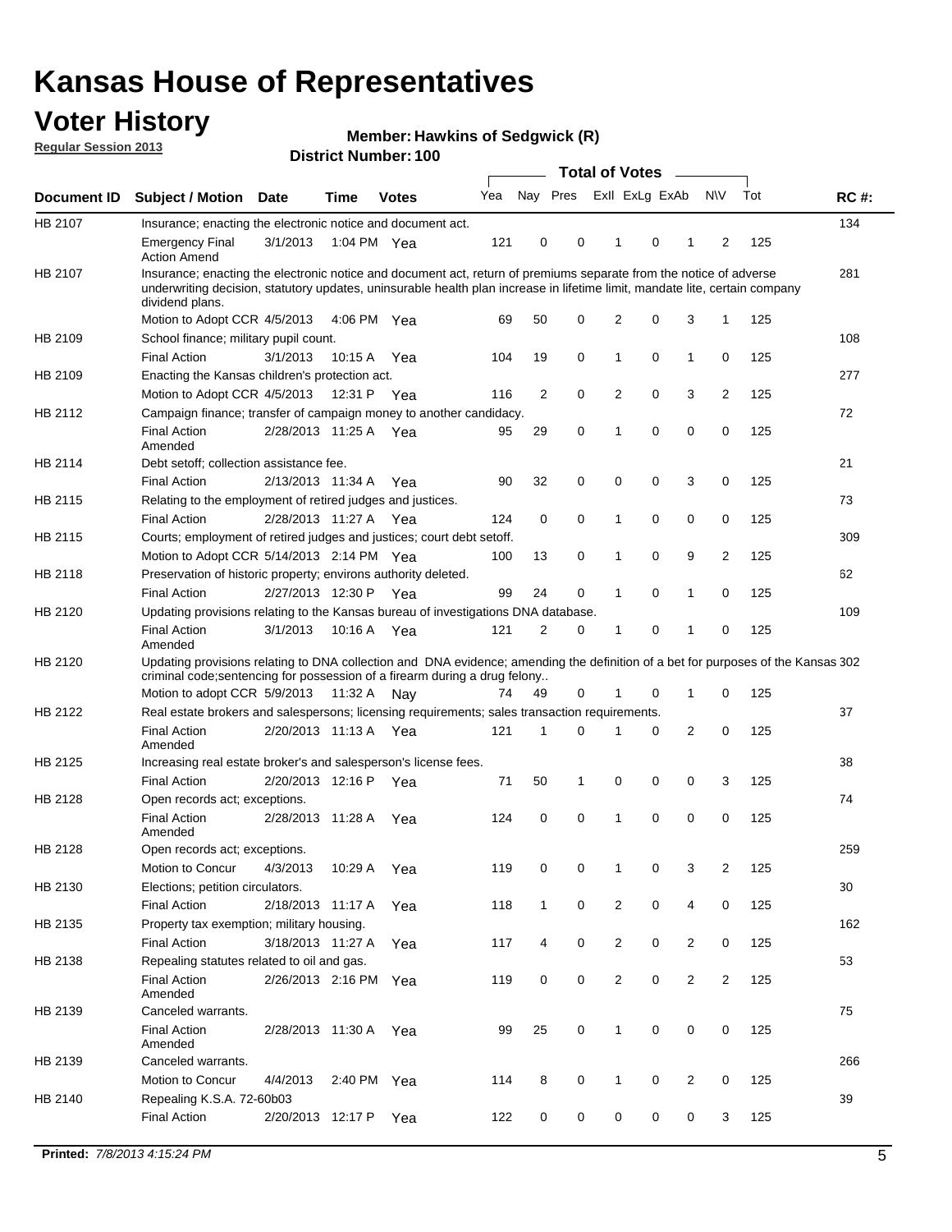# Kansas House of Representatives

## Voter History

**Regular Session 2013**

**Member: Hawkins of Sedgwick (R)**

**District Number: 100**

| Document ID | Subject / Motion | Date | Time | Votes | Yea | Nay | Pres | ExII | ExLg | ExAb | N\V | Tot | RC #: |
|---|---|---|---|---|---|---|---|---|---|---|---|---|---|
| HB 2107 | Insurance; enacting the electronic notice and document act. | | | | | | | | | | | | 134 |
| | Emergency Final Action Amend | 3/1/2013 | 1:04 PM | Yea | 121 | 0 | 0 | 1 | 0 | 1 | 2 | 125 | |
| HB 2107 | Insurance; enacting the electronic notice and document act, return of premiums separate from the notice of adverse underwriting decision, statutory updates, uninsurable health plan increase in lifetime limit, mandate lite, certain company dividend plans. | | | | | | | | | | | | 281 |
| | Motion to Adopt CCR | 4/5/2013 | 4:06 PM | Yea | 69 | 50 | 0 | 2 | 0 | 3 | 1 | 125 | |
| HB 2109 | School finance; military pupil count. | | | | | | | | | | | | 108 |
| | Final Action | 3/1/2013 | 10:15 A | Yea | 104 | 19 | 0 | 1 | 0 | 1 | 0 | 125 | |
| HB 2109 | Enacting the Kansas children's protection act. | | | | | | | | | | | | 277 |
| | Motion to Adopt CCR | 4/5/2013 | 12:31 P | Yea | 116 | 2 | 0 | 2 | 0 | 3 | 2 | 125 | |
| HB 2112 | Campaign finance; transfer of campaign money to another candidacy. | | | | | | | | | | | | 72 |
| | Final Action Amended | 2/28/2013 | 11:25 A | Yea | 95 | 29 | 0 | 1 | 0 | 0 | 0 | 125 | |
| HB 2114 | Debt setoff; collection assistance fee. | | | | | | | | | | | | 21 |
| | Final Action | 2/13/2013 | 11:34 A | Yea | 90 | 32 | 0 | 0 | 0 | 3 | 0 | 125 | |
| HB 2115 | Relating to the employment of retired judges and justices. | | | | | | | | | | | | 73 |
| | Final Action | 2/28/2013 | 11:27 A | Yea | 124 | 0 | 0 | 1 | 0 | 0 | 0 | 125 | |
| HB 2115 | Courts; employment of retired judges and justices; court debt setoff. | | | | | | | | | | | | 309 |
| | Motion to Adopt CCR | 5/14/2013 | 2:14 PM | Yea | 100 | 13 | 0 | 1 | 0 | 9 | 2 | 125 | |
| HB 2118 | Preservation of historic property; environs authority deleted. | | | | | | | | | | | | 62 |
| | Final Action | 2/27/2013 | 12:30 P | Yea | 99 | 24 | 0 | 1 | 0 | 1 | 0 | 125 | |
| HB 2120 | Updating provisions relating to the Kansas bureau of investigations DNA database. | | | | | | | | | | | | 109 |
| | Final Action Amended | 3/1/2013 | 10:16 A | Yea | 121 | 2 | 0 | 1 | 0 | 1 | 0 | 125 | |
| HB 2120 | Updating provisions relating to DNA collection and DNA evidence; amending the definition of a bet for purposes of the Kansas criminal code;sentencing for possession of a firearm during a drug felony.. | | | | | | | | | | | | 302 |
| | Motion to adopt CCR | 5/9/2013 | 11:32 A | Nay | 74 | 49 | 0 | 1 | 0 | 1 | 0 | 125 | |
| HB 2122 | Real estate brokers and salespersons; licensing requirements; sales transaction requirements. | | | | | | | | | | | | 37 |
| | Final Action Amended | 2/20/2013 | 11:13 A | Yea | 121 | 1 | 0 | 1 | 0 | 2 | 0 | 125 | |
| HB 2125 | Increasing real estate broker's and salesperson's license fees. | | | | | | | | | | | | 38 |
| | Final Action | 2/20/2013 | 12:16 P | Yea | 71 | 50 | 1 | 0 | 0 | 0 | 3 | 125 | |
| HB 2128 | Open records act; exceptions. | | | | | | | | | | | | 74 |
| | Final Action Amended | 2/28/2013 | 11:28 A | Yea | 124 | 0 | 0 | 1 | 0 | 0 | 0 | 125 | |
| HB 2128 | Open records act; exceptions. | | | | | | | | | | | | 259 |
| | Motion to Concur | 4/3/2013 | 10:29 A | Yea | 119 | 0 | 0 | 1 | 0 | 3 | 2 | 125 | |
| HB 2130 | Elections; petition circulators. | | | | | | | | | | | | 30 |
| | Final Action | 2/18/2013 | 11:17 A | Yea | 118 | 1 | 0 | 2 | 0 | 4 | 0 | 125 | |
| HB 2135 | Property tax exemption; military housing. | | | | | | | | | | | | 162 |
| | Final Action | 3/18/2013 | 11:27 A | Yea | 117 | 4 | 0 | 2 | 0 | 2 | 0 | 125 | |
| HB 2138 | Repealing statutes related to oil and gas. | | | | | | | | | | | | 53 |
| | Final Action Amended | 2/26/2013 | 2:16 PM | Yea | 119 | 0 | 0 | 2 | 0 | 2 | 2 | 125 | |
| HB 2139 | Canceled warrants. | | | | | | | | | | | | 75 |
| | Final Action Amended | 2/28/2013 | 11:30 A | Yea | 99 | 25 | 0 | 1 | 0 | 0 | 0 | 125 | |
| HB 2139 | Canceled warrants. | | | | | | | | | | | | 266 |
| | Motion to Concur | 4/4/2013 | 2:40 PM | Yea | 114 | 8 | 0 | 1 | 0 | 2 | 0 | 125 | |
| HB 2140 | Repealing K.S.A. 72-60b03 | | | | | | | | | | | | 39 |
| | Final Action | 2/20/2013 | 12:17 P | Yea | 122 | 0 | 0 | 0 | 0 | 0 | 3 | 125 | |

**Printed:** *7/8/2013 4:15:24 PM*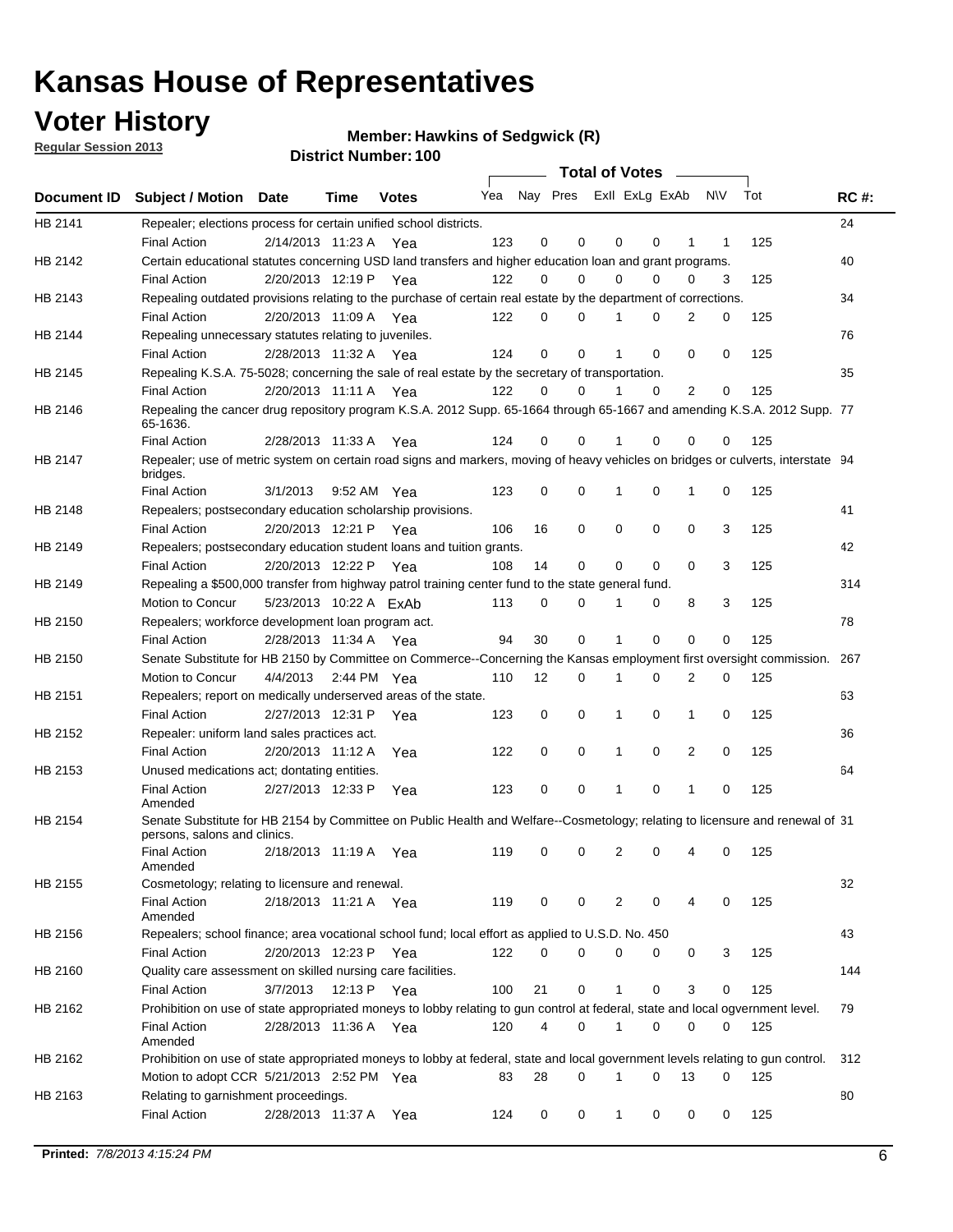# Kansas House of Representatives

## Voter History

**Regular Session 2013**

**Member: Hawkins of Sedgwick (R)**

**District Number: 100**

| Document ID | Subject / Motion | Date | Time | Votes | Yea | Nay | Pres | ExII | ExLg | ExAb | N\V | Tot | RC #: |
|---|---|---|---|---|---|---|---|---|---|---|---|---|---|
| HB 2141 | Repealer; elections process for certain unified school districts. | | | | | | | | | | | | 24 |
| | Final Action | 2/14/2013 | 11:23 A | Yea | 123 | 0 | 0 | 0 | 0 | 1 | 1 | 125 | |
| HB 2142 | Certain educational statutes concerning USD land transfers and higher education loan and grant programs. | | | | | | | | | | | | 40 |
| | Final Action | 2/20/2013 | 12:19 P | Yea | 122 | 0 | 0 | 0 | 0 | 0 | 3 | 125 | |
| HB 2143 | Repealing outdated provisions relating to the purchase of certain real estate by the department of corrections. | | | | | | | | | | | | 34 |
| | Final Action | 2/20/2013 | 11:09 A | Yea | 122 | 0 | 0 | 1 | 0 | 2 | 0 | 125 | |
| HB 2144 | Repealing unnecessary statutes relating to juveniles. | | | | | | | | | | | | 76 |
| | Final Action | 2/28/2013 | 11:32 A | Yea | 124 | 0 | 0 | 1 | 0 | 0 | 0 | 125 | |
| HB 2145 | Repealing K.S.A. 75-5028; concerning the sale of real estate by the secretary of transportation. | | | | | | | | | | | | 35 |
| | Final Action | 2/20/2013 | 11:11 A | Yea | 122 | 0 | 0 | 1 | 0 | 2 | 0 | 125 | |
| HB 2146 | Repealing the cancer drug repository program K.S.A. 2012 Supp. 65-1664 through 65-1667 and amending K.S.A. 2012 Supp. 65-1636. | | | | | | | | | | | | 77 |
| | Final Action | 2/28/2013 | 11:33 A | Yea | 124 | 0 | 0 | 1 | 0 | 0 | 0 | 125 | |
| HB 2147 | Repealer; use of metric system on certain road signs and markers, moving of heavy vehicles on bridges or culverts, interstate bridges. | | | | | | | | | | | | 94 |
| | Final Action | 3/1/2013 | 9:52 AM | Yea | 123 | 0 | 0 | 1 | 0 | 1 | 0 | 125 | |
| HB 2148 | Repealers; postsecondary education scholarship provisions. | | | | | | | | | | | | 41 |
| | Final Action | 2/20/2013 | 12:21 P | Yea | 106 | 16 | 0 | 0 | 0 | 0 | 3 | 125 | |
| HB 2149 | Repealers; postsecondary education student loans and tuition grants. | | | | | | | | | | | | 42 |
| | Final Action | 2/20/2013 | 12:22 P | Yea | 108 | 14 | 0 | 0 | 0 | 0 | 3 | 125 | |
| HB 2149 | Repealing a $500,000 transfer from highway patrol training center fund to the state general fund. | | | | | | | | | | | | 314 |
| | Motion to Concur | 5/23/2013 | 10:22 A | ExAb | 113 | 0 | 0 | 1 | 0 | 8 | 3 | 125 | |
| HB 2150 | Repealers; workforce development loan program act. | | | | | | | | | | | | 78 |
| | Final Action | 2/28/2013 | 11:34 A | Yea | 94 | 30 | 0 | 1 | 0 | 0 | 0 | 125 | |
| HB 2150 | Senate Substitute for HB 2150 by Committee on Commerce--Concerning the Kansas employment first oversight commission. | | | | | | | | | | | | 267 |
| | Motion to Concur | 4/4/2013 | 2:44 PM | Yea | 110 | 12 | 0 | 1 | 0 | 2 | 0 | 125 | |
| HB 2151 | Repealers; report on medically underserved areas of the state. | | | | | | | | | | | | 63 |
| | Final Action | 2/27/2013 | 12:31 P | Yea | 123 | 0 | 0 | 1 | 0 | 1 | 0 | 125 | |
| HB 2152 | Repealer: uniform land sales practices act. | | | | | | | | | | | | 36 |
| | Final Action | 2/20/2013 | 11:12 A | Yea | 122 | 0 | 0 | 1 | 0 | 2 | 0 | 125 | |
| HB 2153 | Unused medications act; dontating entities. | | | | | | | | | | | | 64 |
| | Final Action Amended | 2/27/2013 | 12:33 P | Yea | 123 | 0 | 0 | 1 | 0 | 1 | 0 | 125 | |
| HB 2154 | Senate Substitute for HB 2154 by Committee on Public Health and Welfare--Cosmetology; relating to licensure and renewal of persons, salons and clinics. | | | | | | | | | | | | 31 |
| | Final Action Amended | 2/18/2013 | 11:19 A | Yea | 119 | 0 | 0 | 2 | 0 | 4 | 0 | 125 | |
| HB 2155 | Cosmetology; relating to licensure and renewal. | | | | | | | | | | | | 32 |
| | Final Action Amended | 2/18/2013 | 11:21 A | Yea | 119 | 0 | 0 | 2 | 0 | 4 | 0 | 125 | |
| HB 2156 | Repealers; school finance; area vocational school fund; local effort as applied to U.S.D. No. 450 | | | | | | | | | | | | 43 |
| | Final Action | 2/20/2013 | 12:23 P | Yea | 122 | 0 | 0 | 0 | 0 | 0 | 3 | 125 | |
| HB 2160 | Quality care assessment on skilled nursing care facilities. | | | | | | | | | | | | 144 |
| | Final Action | 3/7/2013 | 12:13 P | Yea | 100 | 21 | 0 | 1 | 0 | 3 | 0 | 125 | |
| HB 2162 | Prohibition on use of state appropriated moneys to lobby relating to gun control at federal, state and local ogvernment level. | | | | | | | | | | | | 79 |
| | Final Action Amended | 2/28/2013 | 11:36 A | Yea | 120 | 4 | 0 | 1 | 0 | 0 | 0 | 125 | |
| HB 2162 | Prohibition on use of state appropriated moneys to lobby at federal, state and local government levels relating to gun control. | | | | | | | | | | | | 312 |
| | Motion to adopt CCR | 5/21/2013 | 2:52 PM | Yea | 83 | 28 | 0 | 1 | 0 | 13 | 0 | 125 | |
| HB 2163 | Relating to garnishment proceedings. | | | | | | | | | | | | 80 |
| | Final Action | 2/28/2013 | 11:37 A | Yea | 124 | 0 | 0 | 1 | 0 | 0 | 0 | 125 | |

**Printed:** *7/8/2013 4:15:24 PM*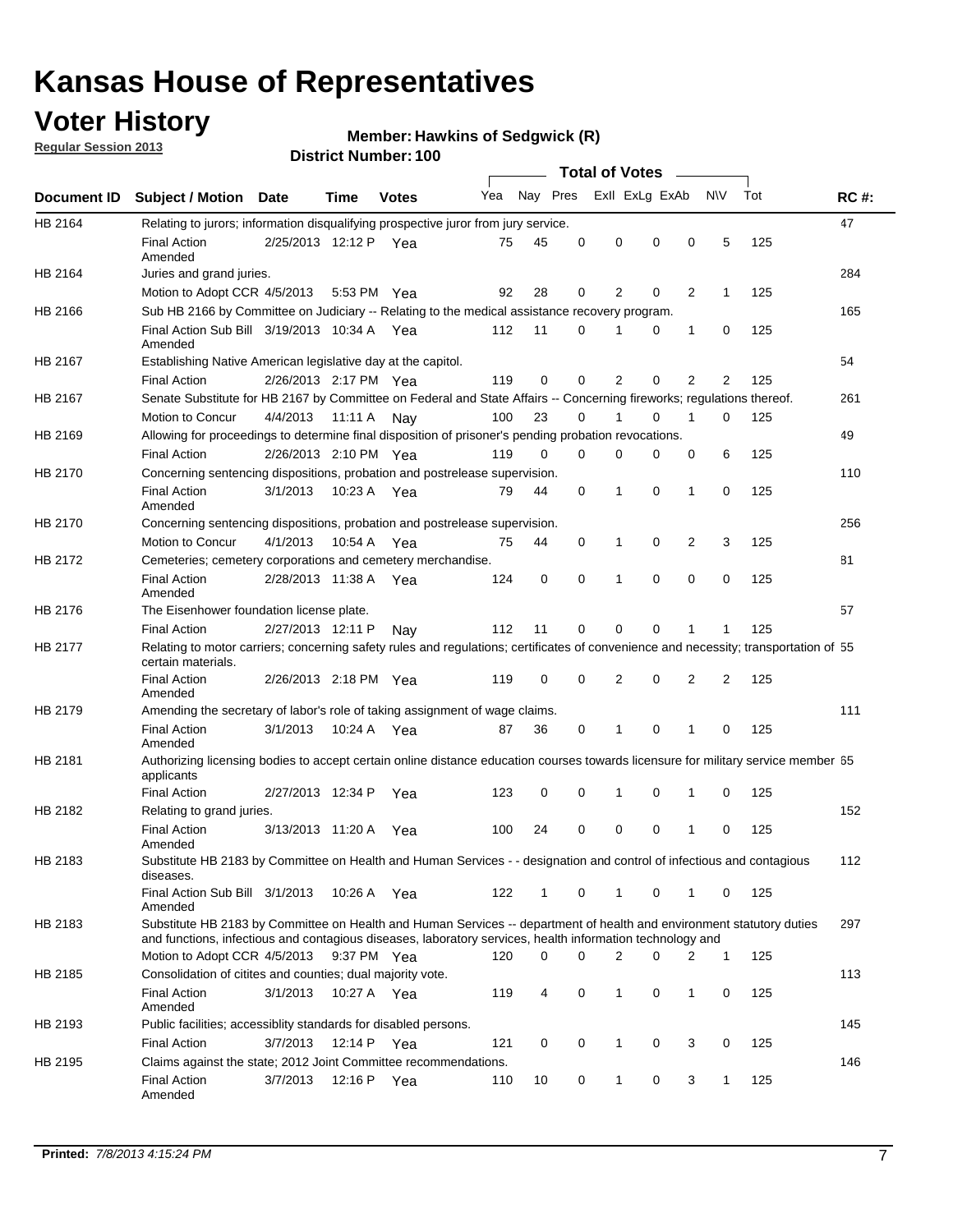# Kansas House of Representatives

## Voter History

**Regular Session 2013**

**Member: Hawkins of Sedgwick (R)**

**District Number: 100**

| Document ID | Subject / Motion | Date | Time | Votes | Yea | Nay | Pres | Exll | ExLg | ExAb | N\V | Tot | RC #: |
|---|---|---|---|---|---|---|---|---|---|---|---|---|---|
| HB 2164 | Relating to jurors; information disqualifying prospective juror from jury service. | | | | | | | | | | | | 47 |
| | Final Action Amended | 2/25/2013 | 12:12 P | Yea | 75 | 45 | 0 | 0 | 0 | 0 | 5 | 125 | |
| HB 2164 | Juries and grand juries. | | | | | | | | | | | | 284 |
| | Motion to Adopt CCR | 4/5/2013 | 5:53 PM | Yea | 92 | 28 | 0 | 2 | 0 | 2 | 1 | 125 | |
| HB 2166 | Sub HB 2166 by Committee on Judiciary -- Relating to the medical assistance recovery program. | | | | | | | | | | | | 165 |
| | Final Action Sub Bill Amended | 3/19/2013 | 10:34 A | Yea | 112 | 11 | 0 | 1 | 0 | 1 | 0 | 125 | |
| HB 2167 | Establishing Native American legislative day at the capitol. | | | | | | | | | | | | 54 |
| | Final Action | 2/26/2013 | 2:17 PM | Yea | 119 | 0 | 0 | 2 | 0 | 2 | 2 | 125 | |
| HB 2167 | Senate Substitute for HB 2167 by Committee on Federal and State Affairs -- Concerning fireworks; regulations thereof. | | | | | | | | | | | | 261 |
| | Motion to Concur | 4/4/2013 | 11:11 A | Nay | 100 | 23 | 0 | 1 | 0 | 1 | 0 | 125 | |
| HB 2169 | Allowing for proceedings to determine final disposition of prisoner's pending probation revocations. | | | | | | | | | | | | 49 |
| | Final Action | 2/26/2013 | 2:10 PM | Yea | 119 | 0 | 0 | 0 | 0 | 0 | 6 | 125 | |
| HB 2170 | Concerning sentencing dispositions, probation and postrelease supervision. | | | | | | | | | | | | 110 |
| | Final Action Amended | 3/1/2013 | 10:23 A | Yea | 79 | 44 | 0 | 1 | 0 | 1 | 0 | 125 | |
| HB 2170 | Concerning sentencing dispositions, probation and postrelease supervision. | | | | | | | | | | | | 256 |
| | Motion to Concur | 4/1/2013 | 10:54 A | Yea | 75 | 44 | 0 | 1 | 0 | 2 | 3 | 125 | |
| HB 2172 | Cemeteries; cemetery corporations and cemetery merchandise. | | | | | | | | | | | | 81 |
| | Final Action Amended | 2/28/2013 | 11:38 A | Yea | 124 | 0 | 0 | 1 | 0 | 0 | 0 | 125 | |
| HB 2176 | The Eisenhower foundation license plate. | | | | | | | | | | | | 57 |
| | Final Action | 2/27/2013 | 12:11 P | Nay | 112 | 11 | 0 | 0 | 0 | 1 | 1 | 125 | |
| HB 2177 | Relating to motor carriers; concerning safety rules and regulations; certificates of convenience and necessity; transportation of certain materials. | | | | | | | | | | | | 55 |
| | Final Action Amended | 2/26/2013 | 2:18 PM | Yea | 119 | 0 | 0 | 2 | 0 | 2 | 2 | 125 | |
| HB 2179 | Amending the secretary of labor's role of taking assignment of wage claims. | | | | | | | | | | | | 111 |
| | Final Action Amended | 3/1/2013 | 10:24 A | Yea | 87 | 36 | 0 | 1 | 0 | 1 | 0 | 125 | |
| HB 2181 | Authorizing licensing bodies to accept certain online distance education courses towards licensure for military service member applicants | | | | | | | | | | | | 65 |
| | Final Action | 2/27/2013 | 12:34 P | Yea | 123 | 0 | 0 | 1 | 0 | 1 | 0 | 125 | |
| HB 2182 | Relating to grand juries. | | | | | | | | | | | | 152 |
| | Final Action Amended | 3/13/2013 | 11:20 A | Yea | 100 | 24 | 0 | 0 | 0 | 1 | 0 | 125 | |
| HB 2183 | Substitute HB 2183 by Committee on Health and Human Services - - designation and control of infectious and contagious diseases. | | | | | | | | | | | | 112 |
| | Final Action Sub Bill Amended | 3/1/2013 | 10:26 A | Yea | 122 | 1 | 0 | 1 | 0 | 1 | 0 | 125 | |
| HB 2183 | Substitute HB 2183 by Committee on Health and Human Services -- department of health and environment statutory duties and functions, infectious and contagious diseases, laboratory services, health information technology and | | | | | | | | | | | | 297 |
| | Motion to Adopt CCR | 4/5/2013 | 9:37 PM | Yea | 120 | 0 | 0 | 2 | 0 | 2 | 1 | 125 | |
| HB 2185 | Consolidation of citites and counties; dual majority vote. | | | | | | | | | | | | 113 |
| | Final Action Amended | 3/1/2013 | 10:27 A | Yea | 119 | 4 | 0 | 1 | 0 | 1 | 0 | 125 | |
| HB 2193 | Public facilities; accessiblity standards for disabled persons. | | | | | | | | | | | | 145 |
| | Final Action | 3/7/2013 | 12:14 P | Yea | 121 | 0 | 0 | 1 | 0 | 3 | 0 | 125 | |
| HB 2195 | Claims against the state; 2012 Joint Committee recommendations. | | | | | | | | | | | | 146 |
| | Final Action Amended | 3/7/2013 | 12:16 P | Yea | 110 | 10 | 0 | 1 | 0 | 3 | 1 | 125 | |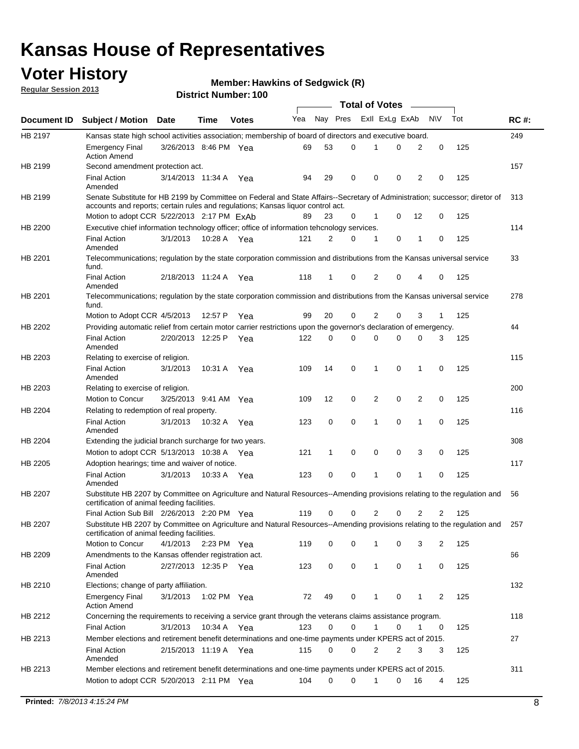# Kansas House of Representatives

## Voter History

**Regular Session 2013**

**Member: Hawkins of Sedgwick (R)**

**District Number: 100**

| Document ID | Subject / Motion | Date | Time | Votes | Yea | Nay | Pres | ExII | ExLg | ExAb | N\V | Tot | RC #: |
|---|---|---|---|---|---|---|---|---|---|---|---|---|---|
| HB 2197 | Kansas state high school activities association; membership of board of directors and executive board. | | | | | | | | | | | | 249 |
| | Emergency Final Action Amend | 3/26/2013 | 8:46 PM | Yea | 69 | 53 | 0 | 1 | 0 | 2 | 0 | 125 | |
| HB 2199 | Second amendment protection act. | | | | | | | | | | | | 157 |
| | Final Action Amended | 3/14/2013 | 11:34 A | Yea | 94 | 29 | 0 | 0 | 0 | 2 | 0 | 125 | |
| HB 2199 | Senate Substitute for HB 2199 by Committee on Federal and State Affairs--Secretary of Administration; successor; diretor of accounts and reports; certain rules and regulations; Kansas liquor control act. | | | | | | | | | | | | 313 |
| | Motion to adopt CCR | 5/22/2013 | 2:17 PM | ExAb | 89 | 23 | 0 | 1 | 0 | 12 | 0 | 125 | |
| HB 2200 | Executive chief information technology officer; office of information tehcnology services. | | | | | | | | | | | | 114 |
| | Final Action Amended | 3/1/2013 | 10:28 A | Yea | 121 | 2 | 0 | 1 | 0 | 1 | 0 | 125 | |
| HB 2201 | Telecommunications; regulation by the state corporation commission and distributions from the Kansas universal service fund. | | | | | | | | | | | | 33 |
| | Final Action Amended | 2/18/2013 | 11:24 A | Yea | 118 | 1 | 0 | 2 | 0 | 4 | 0 | 125 | |
| HB 2201 | Telecommunications; regulation by the state corporation commission and distributions from the Kansas universal service fund. | | | | | | | | | | | | 278 |
| | Motion to Adopt CCR | 4/5/2013 | 12:57 P | Yea | 99 | 20 | 0 | 2 | 0 | 3 | 1 | 125 | |
| HB 2202 | Providing automatic relief from certain motor carrier restrictions upon the governor's declaration of emergency. | | | | | | | | | | | | 44 |
| | Final Action Amended | 2/20/2013 | 12:25 P | Yea | 122 | 0 | 0 | 0 | 0 | 0 | 3 | 125 | |
| HB 2203 | Relating to exercise of religion. | | | | | | | | | | | | 115 |
| | Final Action Amended | 3/1/2013 | 10:31 A | Yea | 109 | 14 | 0 | 1 | 0 | 1 | 0 | 125 | |
| HB 2203 | Relating to exercise of religion. | | | | | | | | | | | | 200 |
| | Motion to Concur | 3/25/2013 | 9:41 AM | Yea | 109 | 12 | 0 | 2 | 0 | 2 | 0 | 125 | |
| HB 2204 | Relating to redemption of real property. | | | | | | | | | | | | 116 |
| | Final Action Amended | 3/1/2013 | 10:32 A | Yea | 123 | 0 | 0 | 1 | 0 | 1 | 0 | 125 | |
| HB 2204 | Extending the judicial branch surcharge for two years. | | | | | | | | | | | | 308 |
| | Motion to adopt CCR | 5/13/2013 | 10:38 A | Yea | 121 | 1 | 0 | 0 | 0 | 3 | 0 | 125 | |
| HB 2205 | Adoption hearings; time and waiver of notice. | | | | | | | | | | | | 117 |
| | Final Action Amended | 3/1/2013 | 10:33 A | Yea | 123 | 0 | 0 | 1 | 0 | 1 | 0 | 125 | |
| HB 2207 | Substitute HB 2207 by Committee on Agriculture and Natural Resources--Amending provisions relating to the regulation and certification of animal feeding facilities. | | | | | | | | | | | | 56 |
| | Final Action Sub Bill | 2/26/2013 | 2:20 PM | Yea | 119 | 0 | 0 | 2 | 0 | 2 | 2 | 125 | |
| HB 2207 | Substitute HB 2207 by Committee on Agriculture and Natural Resources--Amending provisions relating to the regulation and certification of animal feeding facilities. | | | | | | | | | | | | 257 |
| | Motion to Concur | 4/1/2013 | 2:23 PM | Yea | 119 | 0 | 0 | 1 | 0 | 3 | 2 | 125 | |
| HB 2209 | Amendments to the Kansas offender registration act. | | | | | | | | | | | | 66 |
| | Final Action Amended | 2/27/2013 | 12:35 P | Yea | 123 | 0 | 0 | 1 | 0 | 1 | 0 | 125 | |
| HB 2210 | Elections; change of party affiliation. | | | | | | | | | | | | 132 |
| | Emergency Final Action Amend | 3/1/2013 | 1:02 PM | Yea | 72 | 49 | 0 | 1 | 0 | 1 | 2 | 125 | |
| HB 2212 | Concerning the requirements to receiving a service grant through the veterans claims assistance program. | | | | | | | | | | | | 118 |
| | Final Action | 3/1/2013 | 10:34 A | Yea | 123 | 0 | 0 | 1 | 0 | 1 | 0 | 125 | |
| HB 2213 | Member elections and retirement benefit determinations and one-time payments under KPERS act of 2015. | | | | | | | | | | | | 27 |
| | Final Action Amended | 2/15/2013 | 11:19 A | Yea | 115 | 0 | 0 | 2 | 2 | 3 | 3 | 125 | |
| HB 2213 | Member elections and retirement benefit determinations and one-time payments under KPERS act of 2015. | | | | | | | | | | | | 311 |
| | Motion to adopt CCR | 5/20/2013 | 2:11 PM | Yea | 104 | 0 | 0 | 1 | 0 | 16 | 4 | 125 | |

**Printed:** *7/8/2013 4:15:24 PM*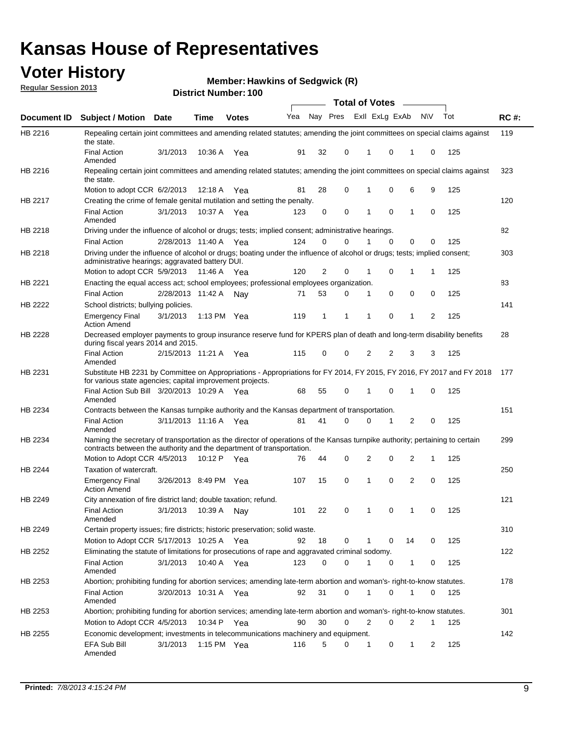# Kansas House of Representatives

## Voter History

**Regular Session 2013**

**Member: Hawkins of Sedgwick (R)**

**District Number: 100**

| Document ID | Subject / Motion | Date | Time | Votes | Yea | Nay | Pres | ExII | ExLg | ExAb | N\V | Tot | RC #: |
|---|---|---|---|---|---|---|---|---|---|---|---|---|---|
| HB 2216 | Repealing certain joint committees and amending related statutes; amending the joint committees on special claims against the state. | | | | | | | | | | | | 119 |
| | Final Action Amended | 3/1/2013 | 10:36 A | Yea | 91 | 32 | 0 | 1 | 0 | 1 | 0 | 125 | |
| HB 2216 | Repealing certain joint committees and amending related statutes; amending the joint committees on special claims against the state. | | | | | | | | | | | | 323 |
| | Motion to adopt CCR | 6/2/2013 | 12:18 A | Yea | 81 | 28 | 0 | 1 | 0 | 6 | 9 | 125 | |
| HB 2217 | Creating the crime of female genital mutilation and setting the penalty. | | | | | | | | | | | | 120 |
| | Final Action Amended | 3/1/2013 | 10:37 A | Yea | 123 | 0 | 0 | 1 | 0 | 1 | 0 | 125 | |
| HB 2218 | Driving under the influence of alcohol or drugs; tests; implied consent; administrative hearings. | | | | | | | | | | | | 82 |
| | Final Action | 2/28/2013 | 11:40 A | Yea | 124 | 0 | 0 | 1 | 0 | 0 | 0 | 125 | |
| HB 2218 | Driving under the influence of alcohol or drugs; boating under the influence of alcohol or drugs; tests; implied consent; administrative hearings; aggravated battery DUI. | | | | | | | | | | | | 303 |
| | Motion to adopt CCR | 5/9/2013 | 11:46 A | Yea | 120 | 2 | 0 | 1 | 0 | 1 | 1 | 125 | |
| HB 2221 | Enacting the equal access act; school employees; professional employees organization. | | | | | | | | | | | | 83 |
| | Final Action | 2/28/2013 | 11:42 A | Nay | 71 | 53 | 0 | 1 | 0 | 0 | 0 | 125 | |
| HB 2222 | School districts; bullying policies. | | | | | | | | | | | | 141 |
| | Emergency Final Action Amend | 3/1/2013 | 1:13 PM | Yea | 119 | 1 | 1 | 1 | 0 | 1 | 2 | 125 | |
| HB 2228 | Decreased employer payments to group insurance reserve fund for KPERS plan of death and long-term disability benefits during fiscal years 2014 and 2015. | | | | | | | | | | | | 28 |
| | Final Action Amended | 2/15/2013 | 11:21 A | Yea | 115 | 0 | 0 | 2 | 2 | 3 | 3 | 125 | |
| HB 2231 | Substitute HB 2231 by Committee on Appropriations - Appropriations for FY 2014, FY 2015, FY 2016, FY 2017 and FY 2018 for various state agencies; capital improvement projects. | | | | | | | | | | | | 177 |
| | Final Action Sub Bill Amended | 3/20/2013 | 10:29 A | Yea | 68 | 55 | 0 | 1 | 0 | 1 | 0 | 125 | |
| HB 2234 | Contracts between the Kansas turnpike authority and the Kansas department of transportation. | | | | | | | | | | | | 151 |
| | Final Action Amended | 3/11/2013 | 11:16 A | Yea | 81 | 41 | 0 | 0 | 1 | 2 | 0 | 125 | |
| HB 2234 | Naming the secretary of transportation as the director of operations of the Kansas turnpike authority; pertaining to certain contracts between the authority and the department of transportation. | | | | | | | | | | | | 299 |
| | Motion to Adopt CCR | 4/5/2013 | 10:12 P | Yea | 76 | 44 | 0 | 2 | 0 | 2 | 1 | 125 | |
| HB 2244 | Taxation of watercraft. | | | | | | | | | | | | 250 |
| | Emergency Final Action Amend | 3/26/2013 | 8:49 PM | Yea | 107 | 15 | 0 | 1 | 0 | 2 | 0 | 125 | |
| HB 2249 | City annexation of fire district land; double taxation; refund. | | | | | | | | | | | | 121 |
| | Final Action Amended | 3/1/2013 | 10:39 A | Nay | 101 | 22 | 0 | 1 | 0 | 1 | 0 | 125 | |
| HB 2249 | Certain property issues; fire districts; historic preservation; solid waste. | | | | | | | | | | | | 310 |
| | Motion to Adopt CCR | 5/17/2013 | 10:25 A | Yea | 92 | 18 | 0 | 1 | 0 | 14 | 0 | 125 | |
| HB 2252 | Eliminating the statute of limitations for prosecutions of rape and aggravated criminal sodomy. | | | | | | | | | | | | 122 |
| | Final Action Amended | 3/1/2013 | 10:40 A | Yea | 123 | 0 | 0 | 1 | 0 | 1 | 0 | 125 | |
| HB 2253 | Abortion; prohibiting funding for abortion services; amending late-term abortion and woman's- right-to-know statutes. | | | | | | | | | | | | 178 |
| | Final Action Amended | 3/20/2013 | 10:31 A | Yea | 92 | 31 | 0 | 1 | 0 | 1 | 0 | 125 | |
| HB 2253 | Abortion; prohibiting funding for abortion services; amending late-term abortion and woman's- right-to-know statutes. | | | | | | | | | | | | 301 |
| | Motion to Adopt CCR | 4/5/2013 | 10:34 P | Yea | 90 | 30 | 0 | 2 | 0 | 2 | 1 | 125 | |
| HB 2255 | Economic development; investments in telecommunications machinery and equipment. | | | | | | | | | | | | 142 |
| | EFA Sub Bill Amended | 3/1/2013 | 1:15 PM | Yea | 116 | 5 | 0 | 1 | 0 | 1 | 2 | 125 | |

**Printed:** 7/8/2013 4:15:24 PM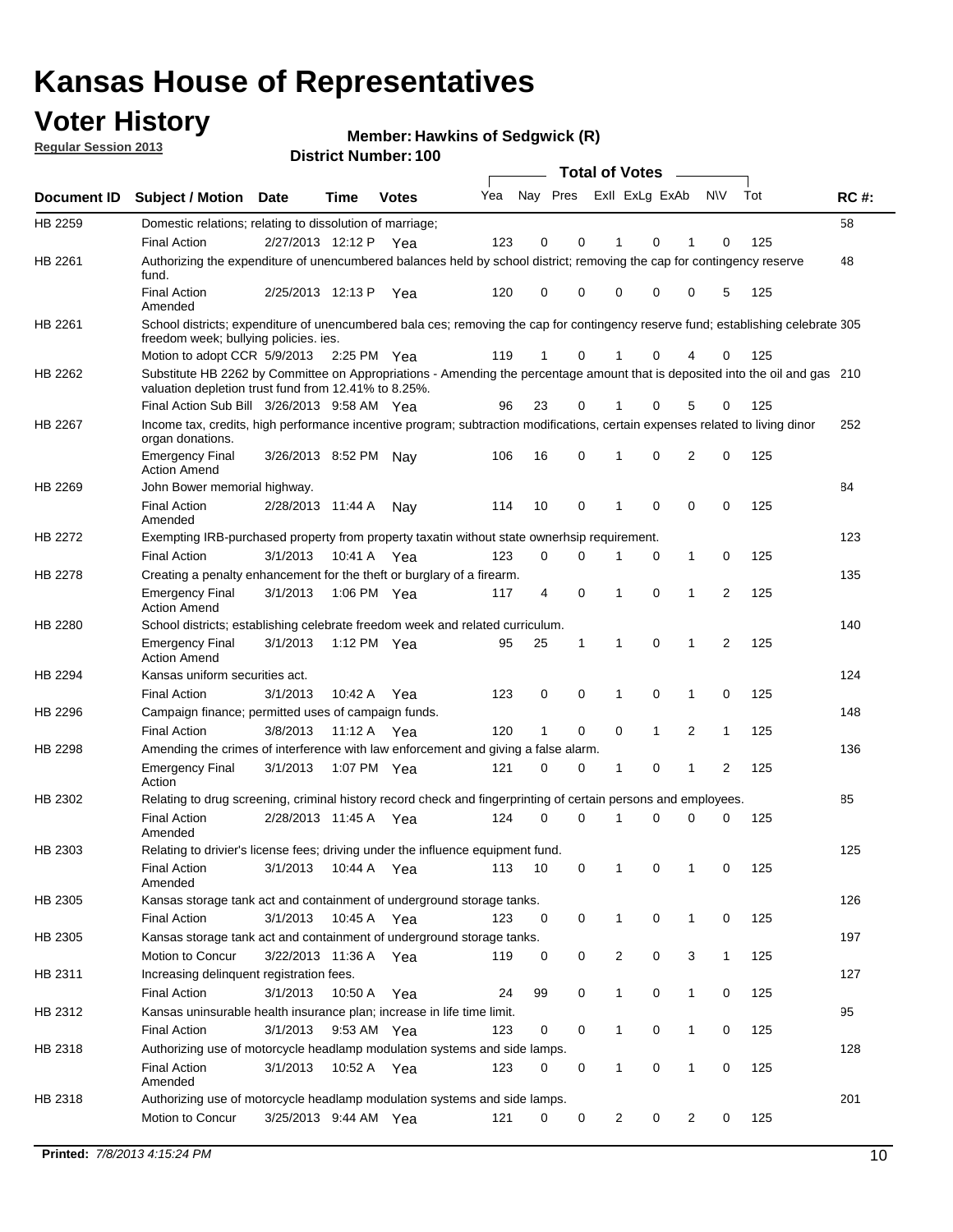# Kansas House of Representatives

## Voter History

**Regular Session 2013**

**Member: Hawkins of Sedgwick (R)**

**District Number: 100**

| Document ID | Subject / Motion | Date | Time | Votes | Yea | Nay | Pres | ExlI | ExLg | ExAb | N\V | Tot | RC #: |
|---|---|---|---|---|---|---|---|---|---|---|---|---|---|
| HB 2259 | Domestic relations; relating to dissolution of marriage; | | | | | | | | | | | | 58 |
| | Final Action | 2/27/2013 | 12:12 P | Yea | 123 | 0 | 0 | 1 | 0 | 1 | 0 | 125 | |
| HB 2261 | Authorizing the expenditure of unencumbered balances held by school district; removing the cap for contingency reserve fund. | | | | | | | | | | | | 48 |
| | Final Action Amended | 2/25/2013 | 12:13 P | Yea | 120 | 0 | 0 | 0 | 0 | 0 | 5 | 125 | |
| HB 2261 | School districts; expenditure of unencumbered bala ces; removing the cap for contingency reserve fund; establishing celebrate freedom week; bullying policies. ies. | | | | | | | | | | | | 305 |
| | Motion to adopt CCR | 5/9/2013 | 2:25 PM | Yea | 119 | 1 | 0 | 1 | 0 | 4 | 0 | 125 | |
| HB 2262 | Substitute HB 2262 by Committee on Appropriations - Amending the percentage amount that is deposited into the oil and gas valuation depletion trust fund from 12.41% to 8.25%. | | | | | | | | | | | | 210 |
| | Final Action Sub Bill | 3/26/2013 | 9:58 AM | Yea | 96 | 23 | 0 | 1 | 0 | 5 | 0 | 125 | |
| HB 2267 | Income tax, credits, high performance incentive program; subtraction modifications, certain expenses related to living dinor organ donations. | | | | | | | | | | | | 252 |
| | Emergency Final Action Amend | 3/26/2013 | 8:52 PM | Nay | 106 | 16 | 0 | 1 | 0 | 2 | 0 | 125 | |
| HB 2269 | John Bower memorial highway. | | | | | | | | | | | | 84 |
| | Final Action Amended | 2/28/2013 | 11:44 A | Nay | 114 | 10 | 0 | 1 | 0 | 0 | 0 | 125 | |
| HB 2272 | Exempting IRB-purchased property from property taxatin without state ownerhsip requirement. | | | | | | | | | | | | 123 |
| | Final Action | 3/1/2013 | 10:41 A | Yea | 123 | 0 | 0 | 1 | 0 | 1 | 0 | 125 | |
| HB 2278 | Creating a penalty enhancement for the theft or burglary of a firearm. | | | | | | | | | | | | 135 |
| | Emergency Final Action Amend | 3/1/2013 | 1:06 PM | Yea | 117 | 4 | 0 | 1 | 0 | 1 | 2 | 125 | |
| HB 2280 | School districts; establishing celebrate freedom week and related curriculum. | | | | | | | | | | | | 140 |
| | Emergency Final Action Amend | 3/1/2013 | 1:12 PM | Yea | 95 | 25 | 1 | 1 | 0 | 1 | 2 | 125 | |
| HB 2294 | Kansas uniform securities act. | | | | | | | | | | | | 124 |
| | Final Action | 3/1/2013 | 10:42 A | Yea | 123 | 0 | 0 | 1 | 0 | 1 | 0 | 125 | |
| HB 2296 | Campaign finance; permitted uses of campaign funds. | | | | | | | | | | | | 148 |
| | Final Action | 3/8/2013 | 11:12 A | Yea | 120 | 1 | 0 | 0 | 1 | 2 | 1 | 125 | |
| HB 2298 | Amending the crimes of interference with law enforcement and giving a false alarm. | | | | | | | | | | | | 136 |
| | Emergency Final Action | 3/1/2013 | 1:07 PM | Yea | 121 | 0 | 0 | 1 | 0 | 1 | 2 | 125 | |
| HB 2302 | Relating to drug screening, criminal history record check and fingerprinting of certain persons and employees. | | | | | | | | | | | | 85 |
| | Final Action Amended | 2/28/2013 | 11:45 A | Yea | 124 | 0 | 0 | 1 | 0 | 0 | 0 | 125 | |
| HB 2303 | Relating to drivier's license fees; driving under the influence equipment fund. | | | | | | | | | | | | 125 |
| | Final Action Amended | 3/1/2013 | 10:44 A | Yea | 113 | 10 | 0 | 1 | 0 | 1 | 0 | 125 | |
| HB 2305 | Kansas storage tank act and containment of underground storage tanks. | | | | | | | | | | | | 126 |
| | Final Action | 3/1/2013 | 10:45 A | Yea | 123 | 0 | 0 | 1 | 0 | 1 | 0 | 125 | |
| HB 2305 | Kansas storage tank act and containment of underground storage tanks. | | | | | | | | | | | | 197 |
| | Motion to Concur | 3/22/2013 | 11:36 A | Yea | 119 | 0 | 0 | 2 | 0 | 3 | 1 | 125 | |
| HB 2311 | Increasing delinquent registration fees. | | | | | | | | | | | | 127 |
| | Final Action | 3/1/2013 | 10:50 A | Yea | 24 | 99 | 0 | 1 | 0 | 1 | 0 | 125 | |
| HB 2312 | Kansas uninsurable health insurance plan; increase in life time limit. | | | | | | | | | | | | 95 |
| | Final Action | 3/1/2013 | 9:53 AM | Yea | 123 | 0 | 0 | 1 | 0 | 1 | 0 | 125 | |
| HB 2318 | Authorizing use of motorcycle headlamp modulation systems and side lamps. | | | | | | | | | | | | 128 |
| | Final Action Amended | 3/1/2013 | 10:52 A | Yea | 123 | 0 | 0 | 1 | 0 | 1 | 0 | 125 | |
| HB 2318 | Authorizing use of motorcycle headlamp modulation systems and side lamps. | | | | | | | | | | | | 201 |
| | Motion to Concur | 3/25/2013 | 9:44 AM | Yea | 121 | 0 | 0 | 2 | 0 | 2 | 0 | 125 | |

**Printed:** *7/8/2013 4:15:24 PM*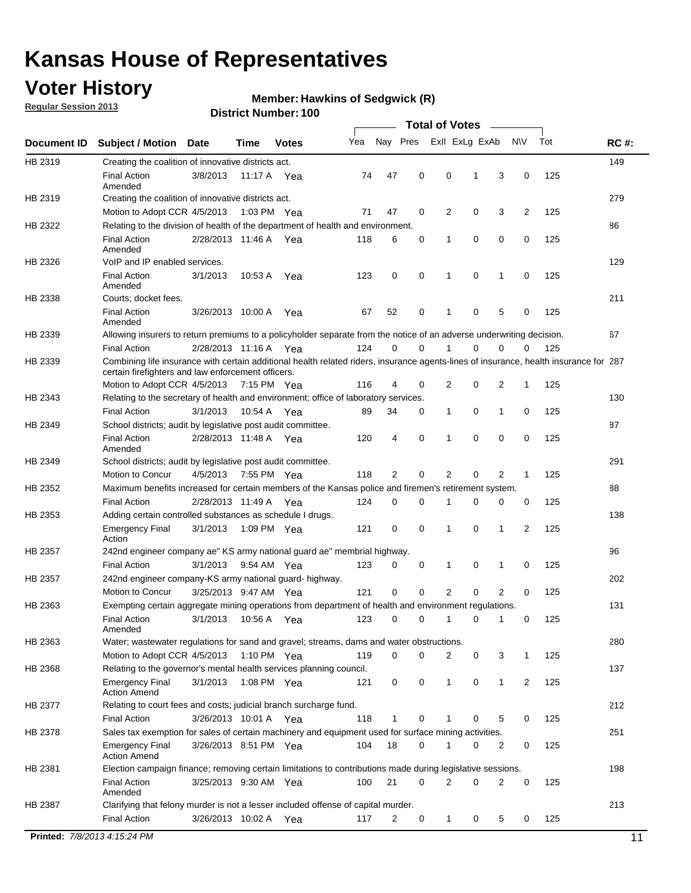# Kansas House of Representatives

## Voter History

**Regular Session 2013**

**Member: Hawkins of Sedgwick (R)**

**District Number: 100**

| Document ID | Subject / Motion | Date | Time | Votes | Yea | Nay | Pres | ExII | ExLg | ExAb | N\V | Tot | RC #: |
|---|---|---|---|---|---|---|---|---|---|---|---|---|---|
| HB 2319 | Creating the coalition of innovative districts act. | | | | | | | | | | | | 149 |
| | Final Action Amended | 3/8/2013 | 11:17 A | Yea | 74 | 47 | 0 | 0 | 1 | 3 | 0 | 125 | |
| HB 2319 | Creating the coalition of innovative districts act. | | | | | | | | | | | | 279 |
| | Motion to Adopt CCR | 4/5/2013 | 1:03 PM | Yea | 71 | 47 | 0 | 2 | 0 | 3 | 2 | 125 | |
| HB 2322 | Relating to the division of health of the department of health and environment. | | | | | | | | | | | | 86 |
| | Final Action Amended | 2/28/2013 | 11:46 A | Yea | 118 | 6 | 0 | 1 | 0 | 0 | 0 | 125 | |
| HB 2326 | VoIP and IP enabled services. | | | | | | | | | | | | 129 |
| | Final Action Amended | 3/1/2013 | 10:53 A | Yea | 123 | 0 | 0 | 1 | 0 | 1 | 0 | 125 | |
| HB 2338 | Courts; docket fees. | | | | | | | | | | | | 211 |
| | Final Action Amended | 3/26/2013 | 10:00 A | Yea | 67 | 52 | 0 | 1 | 0 | 5 | 0 | 125 | |
| HB 2339 | Allowing insurers to return premiums to a policyholder separate from the notice of an adverse underwriting decision. | | | | | | | | | | | | 67 |
| | Final Action | 2/28/2013 | 11:16 A | Yea | 124 | 0 | 0 | 1 | 0 | 0 | 0 | 125 | |
| HB 2339 | Combining life insurance with certain additional health related riders, insurance agents-lines of insurance, health insurance for certain firefighters and law enforcement officers. | | | | | | | | | | | | 287 |
| | Motion to Adopt CCR | 4/5/2013 | 7:15 PM | Yea | 116 | 4 | 0 | 2 | 0 | 2 | 1 | 125 | |
| HB 2343 | Relating to the secretary of health and environment; office of laboratory services. | | | | | | | | | | | | 130 |
| | Final Action | 3/1/2013 | 10:54 A | Yea | 89 | 34 | 0 | 1 | 0 | 1 | 0 | 125 | |
| HB 2349 | School districts; audit by legislative post audit committee. | | | | | | | | | | | | 87 |
| | Final Action Amended | 2/28/2013 | 11:48 A | Yea | 120 | 4 | 0 | 1 | 0 | 0 | 0 | 125 | |
| HB 2349 | School districts; audit by legislative post audit committee. | | | | | | | | | | | | 291 |
| | Motion to Concur | 4/5/2013 | 7:55 PM | Yea | 118 | 2 | 0 | 2 | 0 | 2 | 1 | 125 | |
| HB 2352 | Maximum benefits increased for certain members of the Kansas police and firemen's retirement system. | | | | | | | | | | | | 88 |
| | Final Action | 2/28/2013 | 11:49 A | Yea | 124 | 0 | 0 | 1 | 0 | 0 | 0 | 125 | |
| HB 2353 | Adding certain controlled substances as schedule I drugs. | | | | | | | | | | | | 138 |
| | Emergency Final Action | 3/1/2013 | 1:09 PM | Yea | 121 | 0 | 0 | 1 | 0 | 1 | 2 | 125 | |
| HB 2357 | 242nd engineer company ae" KS army national guard ae" membrial highway. | | | | | | | | | | | | 96 |
| | Final Action | 3/1/2013 | 9:54 AM | Yea | 123 | 0 | 0 | 1 | 0 | 1 | 0 | 125 | |
| HB 2357 | 242nd engineer company-KS army national guard- highway. | | | | | | | | | | | | 202 |
| | Motion to Concur | 3/25/2013 | 9:47 AM | Yea | 121 | 0 | 0 | 2 | 0 | 2 | 0 | 125 | |
| HB 2363 | Exempting certain aggregate mining operations from department of health and environment regulations. | | | | | | | | | | | | 131 |
| | Final Action Amended | 3/1/2013 | 10:56 A | Yea | 123 | 0 | 0 | 1 | 0 | 1 | 0 | 125 | |
| HB 2363 | Water; wastewater regulations for sand and gravel; streams, dams and water obstructions. | | | | | | | | | | | | 280 |
| | Motion to Adopt CCR | 4/5/2013 | 1:10 PM | Yea | 119 | 0 | 0 | 2 | 0 | 3 | 1 | 125 | |
| HB 2368 | Relating to the governor's mental health services planning council. | | | | | | | | | | | | 137 |
| | Emergency Final Action Amend | 3/1/2013 | 1:08 PM | Yea | 121 | 0 | 0 | 1 | 0 | 1 | 2 | 125 | |
| HB 2377 | Relating to court fees and costs; judicial branch surcharge fund. | | | | | | | | | | | | 212 |
| | Final Action | 3/26/2013 | 10:01 A | Yea | 118 | 1 | 0 | 1 | 0 | 5 | 0 | 125 | |
| HB 2378 | Sales tax exemption for sales of certain machinery and equipment used for surface mining activities. | | | | | | | | | | | | 251 |
| | Emergency Final Action Amend | 3/26/2013 | 8:51 PM | Yea | 104 | 18 | 0 | 1 | 0 | 2 | 0 | 125 | |
| HB 2381 | Election campaign finance; removing certain limitations to contributions made during legislative sessions. | | | | | | | | | | | | 198 |
| | Final Action Amended | 3/25/2013 | 9:30 AM | Yea | 100 | 21 | 0 | 2 | 0 | 2 | 0 | 125 | |
| HB 2387 | Clarifying that felony murder is not a lesser included offense of capital murder. | | | | | | | | | | | | 213 |
| | Final Action | 3/26/2013 | 10:02 A | Yea | 117 | 2 | 0 | 1 | 0 | 5 | 0 | 125 | |

**Printed:** *7/8/2013 4:15:24 PM*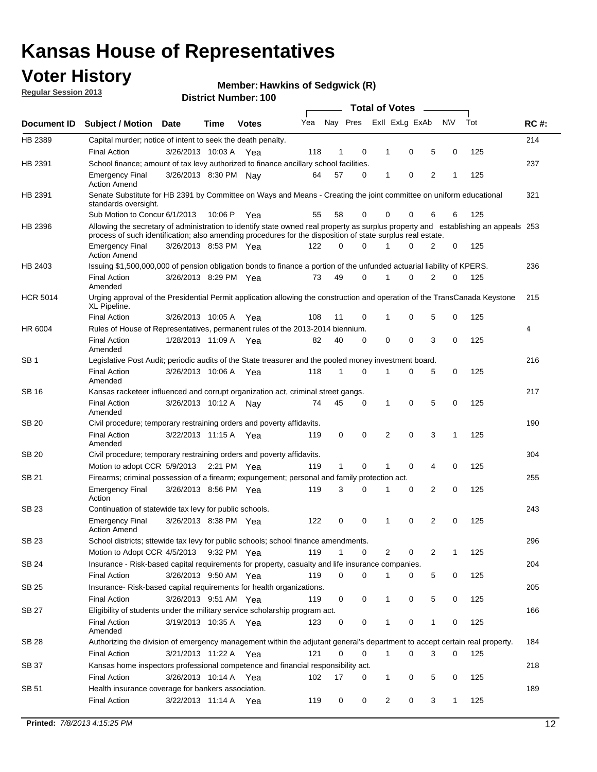# Kansas House of Representatives

## Voter History

**Regular Session 2013**

**Member: Hawkins of Sedgwick (R)**

**District Number: 100**

| Document ID | Subject / Motion | Date | Time | Votes | Yea | Nay | Pres | ExII | ExLg | ExAb | N\V | Tot | RC #: |
|---|---|---|---|---|---|---|---|---|---|---|---|---|---|
| HB 2389 | Capital murder; notice of intent to seek the death penalty. | | | | | | | | | | | | 214 |
| | Final Action | 3/26/2013 | 10:03 A | Yea | 118 | 1 | 0 | 1 | 0 | 5 | 0 | 125 | |
| HB 2391 | School finance; amount of tax levy authorized to finance ancillary school facilities. | | | | | | | | | | | | 237 |
| | Emergency Final Action Amend | 3/26/2013 | 8:30 PM | Nay | 64 | 57 | 0 | 1 | 0 | 2 | 1 | 125 | |
| HB 2391 | Senate Substitute for HB 2391 by Committee on Ways and Means - Creating the joint committee on uniform educational standards oversight. | | | | | | | | | | | | 321 |
| | Sub Motion to Concur | 6/1/2013 | 10:06 P | Yea | 55 | 58 | 0 | 0 | 0 | 6 | 6 | 125 | |
| HB 2396 | Allowing the secretary of administration to identify state owned real property as surplus property and establishing an appeals process of such identification; also amending procedures for the disposition of state surplus real estate. | | | | | | | | | | | | 253 |
| | Emergency Final Action Amend | 3/26/2013 | 8:53 PM | Yea | 122 | 0 | 0 | 1 | 0 | 2 | 0 | 125 | |
| HB 2403 | Issuing $1,500,000,000 of pension obligation bonds to finance a portion of the unfunded actuarial liability of KPERS. | | | | | | | | | | | | 236 |
| | Final Action Amended | 3/26/2013 | 8:29 PM | Yea | 73 | 49 | 0 | 1 | 0 | 2 | 0 | 125 | |
| HCR 5014 | Urging approval of the Presidential Permit application allowing the construction and operation of the TransCanada Keystone XL Pipeline. | | | | | | | | | | | | 215 |
| | Final Action | 3/26/2013 | 10:05 A | Yea | 108 | 11 | 0 | 1 | 0 | 5 | 0 | 125 | |
| HR 6004 | Rules of House of Representatives, permanent rules of the 2013-2014 biennium. | | | | | | | | | | | | 4 |
| | Final Action Amended | 1/28/2013 | 11:09 A | Yea | 82 | 40 | 0 | 0 | 0 | 3 | 0 | 125 | |
| SB 1 | Legislative Post Audit; periodic audits of the State treasurer and the pooled money investment board. | | | | | | | | | | | | 216 |
| | Final Action Amended | 3/26/2013 | 10:06 A | Yea | 118 | 1 | 0 | 1 | 0 | 5 | 0 | 125 | |
| SB 16 | Kansas racketeer influenced and corrupt organization act, criminal street gangs. | | | | | | | | | | | | 217 |
| | Final Action Amended | 3/26/2013 | 10:12 A | Nay | 74 | 45 | 0 | 1 | 0 | 5 | 0 | 125 | |
| SB 20 | Civil procedure; temporary restraining orders and poverty affidavits. | | | | | | | | | | | | 190 |
| | Final Action Amended | 3/22/2013 | 11:15 A | Yea | 119 | 0 | 0 | 2 | 0 | 3 | 1 | 125 | |
| SB 20 | Civil procedure; temporary restraining orders and poverty affidavits. | | | | | | | | | | | | 304 |
| | Motion to adopt CCR | 5/9/2013 | 2:21 PM | Yea | 119 | 1 | 0 | 1 | 0 | 4 | 0 | 125 | |
| SB 21 | Firearms; criminal possession of a firearm; expungement; personal and family protection act. | | | | | | | | | | | | 255 |
| | Emergency Final Action | 3/26/2013 | 8:56 PM | Yea | 119 | 3 | 0 | 1 | 0 | 2 | 0 | 125 | |
| SB 23 | Continuation of statewide tax levy for public schools. | | | | | | | | | | | | 243 |
| | Emergency Final Action Amend | 3/26/2013 | 8:38 PM | Yea | 122 | 0 | 0 | 1 | 0 | 2 | 0 | 125 | |
| SB 23 | School districts; sttewide tax levy for public schools; school finance amendments. | | | | | | | | | | | | 296 |
| | Motion to Adopt CCR | 4/5/2013 | 9:32 PM | Yea | 119 | 1 | 0 | 2 | 0 | 2 | 1 | 125 | |
| SB 24 | Insurance - Risk-based capital requirements for property, casualty and life insurance companies. | | | | | | | | | | | | 204 |
| | Final Action | 3/26/2013 | 9:50 AM | Yea | 119 | 0 | 0 | 1 | 0 | 5 | 0 | 125 | |
| SB 25 | Insurance- Risk-based capital requirements for health organizations. | | | | | | | | | | | | 205 |
| | Final Action | 3/26/2013 | 9:51 AM | Yea | 119 | 0 | 0 | 1 | 0 | 5 | 0 | 125 | |
| SB 27 | Eligibility of students under the military service scholarship program act. | | | | | | | | | | | | 166 |
| | Final Action Amended | 3/19/2013 | 10:35 A | Yea | 123 | 0 | 0 | 1 | 0 | 1 | 0 | 125 | |
| SB 28 | Authorizing the division of emergency management within the adjutant general's department to accept certain real property. | | | | | | | | | | | | 184 |
| | Final Action | 3/21/2013 | 11:22 A | Yea | 121 | 0 | 0 | 1 | 0 | 3 | 0 | 125 | |
| SB 37 | Kansas home inspectors professional competence and financial responsibility act. | | | | | | | | | | | | 218 |
| | Final Action | 3/26/2013 | 10:14 A | Yea | 102 | 17 | 0 | 1 | 0 | 5 | 0 | 125 | |
| SB 51 | Health insurance coverage for bankers association. | | | | | | | | | | | | 189 |
| | Final Action | 3/22/2013 | 11:14 A | Yea | 119 | 0 | 0 | 2 | 0 | 3 | 1 | 125 | |

**Printed:** *7/8/2013 4:15:25 PM*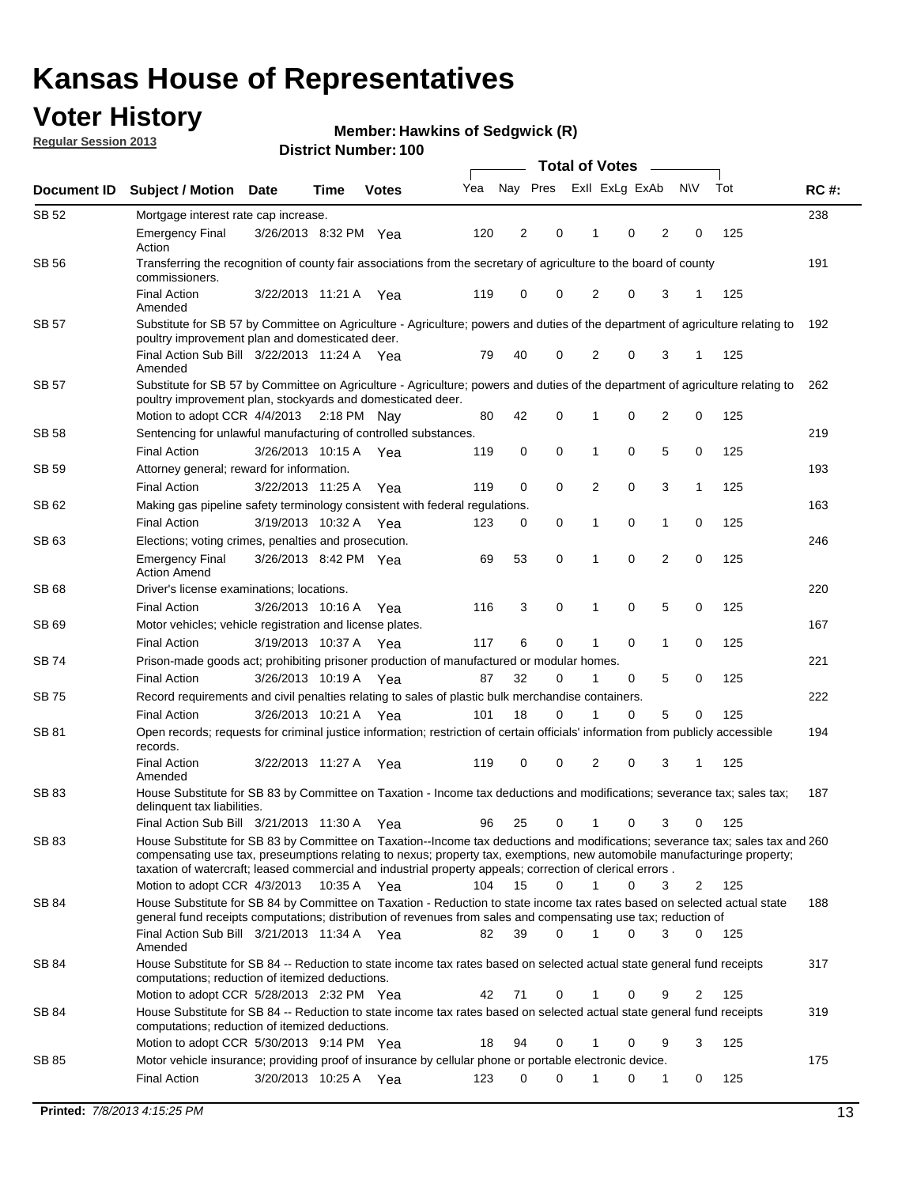# Kansas House of Representatives

## Voter History

**Regular Session 2013**

**Member: Hawkins of Sedgwick (R)**

**District Number: 100**

| Document ID | Subject / Motion | Date | Time | Votes | Yea | Nay | Pres | ExII | ExLg | ExAb | N\V | Tot | RC #: |
|---|---|---|---|---|---|---|---|---|---|---|---|---|---|
| SB 52 | Mortgage interest rate cap increase. | | | | | | | | | | | | 238 |
| | Emergency Final Action | 3/26/2013 | 8:32 PM | Yea | 120 | 2 | 0 | 1 | 0 | 2 | 0 | 125 | |
| SB 56 | Transferring the recognition of county fair associations from the secretary of agriculture to the board of county commissioners. | | | | | | | | | | | | 191 |
| | Final Action Amended | 3/22/2013 | 11:21 A | Yea | 119 | 0 | 0 | 2 | 0 | 3 | 1 | 125 | |
| SB 57 | Substitute for SB 57 by Committee on Agriculture - Agriculture; powers and duties of the department of agriculture relating to poultry improvement plan and domesticated deer. | | | | | | | | | | | | 192 |
| | Final Action Sub Bill Amended | 3/22/2013 | 11:24 A | Yea | 79 | 40 | 0 | 2 | 0 | 3 | 1 | 125 | |
| SB 57 | Substitute for SB 57 by Committee on Agriculture - Agriculture; powers and duties of the department of agriculture relating to poultry improvement plan, stockyards and domesticated deer. | | | | | | | | | | | | 262 |
| | Motion to adopt CCR | 4/4/2013 | 2:18 PM | Nay | 80 | 42 | 0 | 1 | 0 | 2 | 0 | 125 | |
| SB 58 | Sentencing for unlawful manufacturing of controlled substances. | | | | | | | | | | | | 219 |
| | Final Action | 3/26/2013 | 10:15 A | Yea | 119 | 0 | 0 | 1 | 0 | 5 | 0 | 125 | |
| SB 59 | Attorney general; reward for information. | | | | | | | | | | | | 193 |
| | Final Action | 3/22/2013 | 11:25 A | Yea | 119 | 0 | 0 | 2 | 0 | 3 | 1 | 125 | |
| SB 62 | Making gas pipeline safety terminology consistent with federal regulations. | | | | | | | | | | | | 163 |
| | Final Action | 3/19/2013 | 10:32 A | Yea | 123 | 0 | 0 | 1 | 0 | 1 | 0 | 125 | |
| SB 63 | Elections; voting crimes, penalties and prosecution. | | | | | | | | | | | | 246 |
| | Emergency Final Action Amend | 3/26/2013 | 8:42 PM | Yea | 69 | 53 | 0 | 1 | 0 | 2 | 0 | 125 | |
| SB 68 | Driver's license examinations; locations. | | | | | | | | | | | | 220 |
| | Final Action | 3/26/2013 | 10:16 A | Yea | 116 | 3 | 0 | 1 | 0 | 5 | 0 | 125 | |
| SB 69 | Motor vehicles; vehicle registration and license plates. | | | | | | | | | | | | 167 |
| | Final Action | 3/19/2013 | 10:37 A | Yea | 117 | 6 | 0 | 1 | 0 | 1 | 0 | 125 | |
| SB 74 | Prison-made goods act; prohibiting prisoner production of manufactured or modular homes. | | | | | | | | | | | | 221 |
| | Final Action | 3/26/2013 | 10:19 A | Yea | 87 | 32 | 0 | 1 | 0 | 5 | 0 | 125 | |
| SB 75 | Record requirements and civil penalties relating to sales of plastic bulk merchandise containers. | | | | | | | | | | | | 222 |
| | Final Action | 3/26/2013 | 10:21 A | Yea | 101 | 18 | 0 | 1 | 0 | 5 | 0 | 125 | |
| SB 81 | Open records; requests for criminal justice information; restriction of certain officials' information from publicly accessible records. | | | | | | | | | | | | 194 |
| | Final Action Amended | 3/22/2013 | 11:27 A | Yea | 119 | 0 | 0 | 2 | 0 | 3 | 1 | 125 | |
| SB 83 | House Substitute for SB 83 by Committee on Taxation - Income tax deductions and modifications; severance tax; sales tax; delinquent tax liabilities. | | | | | | | | | | | | 187 |
| | Final Action Sub Bill | 3/21/2013 | 11:30 A | Yea | 96 | 25 | 0 | 1 | 0 | 3 | 0 | 125 | |
| SB 83 | House Substitute for SB 83 by Committee on Taxation--Income tax deductions and modifications; severance tax; sales tax and compensating use tax, preseumptions relating to nexus; property tax, exemptions, new automobile manufacturinge property; taxation of watercraft; leased commercial and industrial property appeals; correction of clerical errors . | | | | | | | | | | | | 260 |
| | Motion to adopt CCR | 4/3/2013 | 10:35 A | Yea | 104 | 15 | 0 | 1 | 0 | 3 | 2 | 125 | |
| SB 84 | House Substitute for SB 84 by Committee on Taxation - Reduction to state income tax rates based on selected actual state general fund receipts computations; distribution of revenues from sales and compensating use tax; reduction of | | | | | | | | | | | | 188 |
| | Final Action Sub Bill Amended | 3/21/2013 | 11:34 A | Yea | 82 | 39 | 0 | 1 | 0 | 3 | 0 | 125 | |
| SB 84 | House Substitute for SB 84 -- Reduction to state income tax rates based on selected actual state general fund receipts computations; reduction of itemized deductions. | | | | | | | | | | | | 317 |
| | Motion to adopt CCR | 5/28/2013 | 2:32 PM | Yea | 42 | 71 | 0 | 1 | 0 | 9 | 2 | 125 | |
| SB 84 | House Substitute for SB 84 -- Reduction to state income tax rates based on selected actual state general fund receipts computations; reduction of itemized deductions. | | | | | | | | | | | | 319 |
| | Motion to adopt CCR | 5/30/2013 | 9:14 PM | Yea | 18 | 94 | 0 | 1 | 0 | 9 | 3 | 125 | |
| SB 85 | Motor vehicle insurance; providing proof of insurance by cellular phone or portable electronic device. | | | | | | | | | | | | 175 |
| | Final Action | 3/20/2013 | 10:25 A | Yea | 123 | 0 | 0 | 1 | 0 | 1 | 0 | 125 | |

**Printed:** *7/8/2013 4:15:25 PM*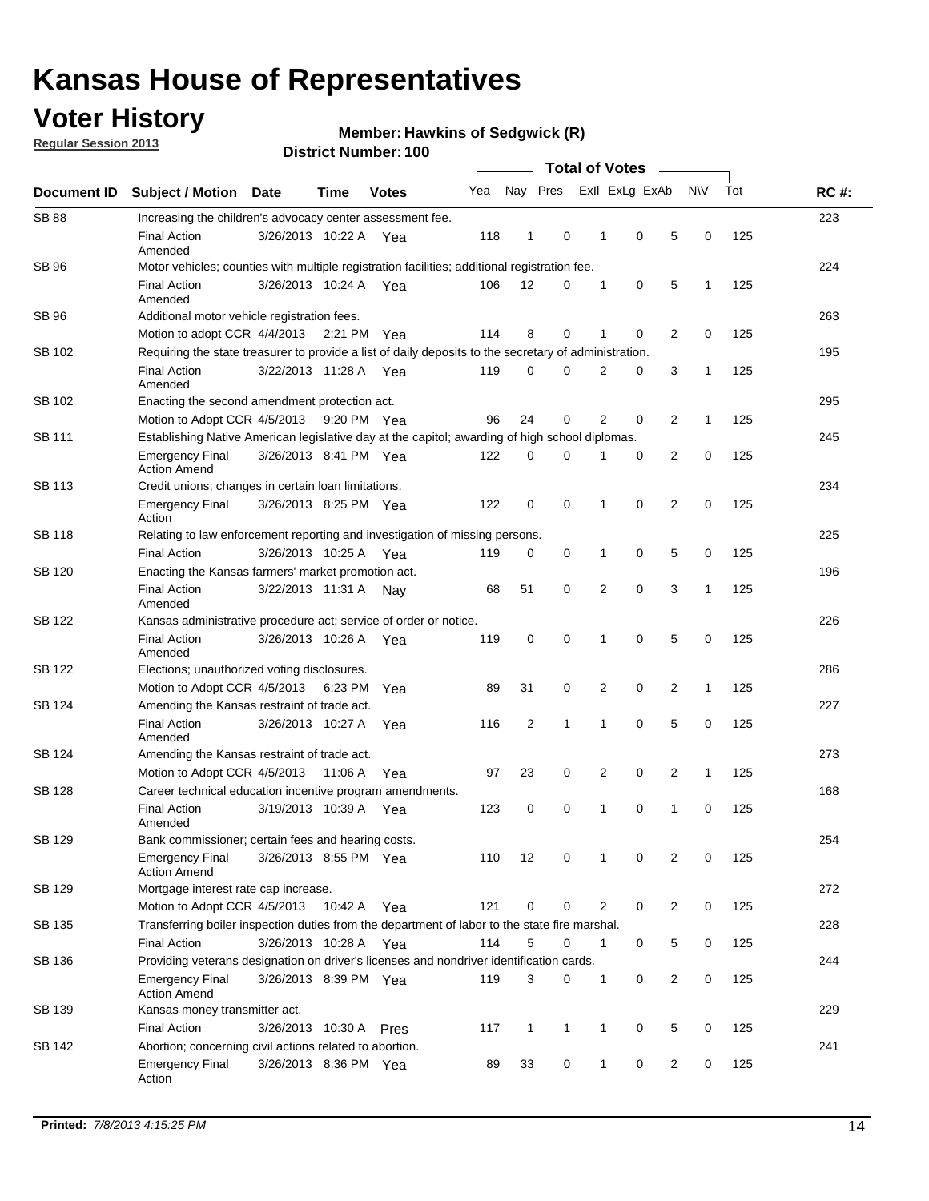# Kansas House of Representatives

## Voter History

**Regular Session 2013**

**Member: Hawkins of Sedgwick (R)**

**District Number: 100**

| Document ID | Subject / Motion | Date | Time | Votes | Yea | Nay | Pres | ExII | ExLg | ExAb | N\V | Tot | RC #: |
|---|---|---|---|---|---|---|---|---|---|---|---|---|---|
| SB 88 | Increasing the children's advocacy center assessment fee. | | | | | | | | | | | | 223 |
| | Final Action Amended | 3/26/2013 | 10:22 A | Yea | 118 | 1 | 0 | 1 | 0 | 5 | 0 | 125 | |
| SB 96 | Motor vehicles; counties with multiple registration facilities; additional registration fee. | | | | | | | | | | | | 224 |
| | Final Action Amended | 3/26/2013 | 10:24 A | Yea | 106 | 12 | 0 | 1 | 0 | 5 | 1 | 125 | |
| SB 96 | Additional motor vehicle registration fees. | | | | | | | | | | | | 263 |
| | Motion to adopt CCR | 4/4/2013 | 2:21 PM | Yea | 114 | 8 | 0 | 1 | 0 | 2 | 0 | 125 | |
| SB 102 | Requiring the state treasurer to provide a list of daily deposits to the secretary of administration. | | | | | | | | | | | | 195 |
| | Final Action Amended | 3/22/2013 | 11:28 A | Yea | 119 | 0 | 0 | 2 | 0 | 3 | 1 | 125 | |
| SB 102 | Enacting the second amendment protection act. | | | | | | | | | | | | 295 |
| | Motion to Adopt CCR | 4/5/2013 | 9:20 PM | Yea | 96 | 24 | 0 | 2 | 0 | 2 | 1 | 125 | |
| SB 111 | Establishing Native American legislative day at the capitol; awarding of high school diplomas. | | | | | | | | | | | | 245 |
| | Emergency Final Action Amend | 3/26/2013 | 8:41 PM | Yea | 122 | 0 | 0 | 1 | 0 | 2 | 0 | 125 | |
| SB 113 | Credit unions; changes in certain loan limitations. | | | | | | | | | | | | 234 |
| | Emergency Final Action | 3/26/2013 | 8:25 PM | Yea | 122 | 0 | 0 | 1 | 0 | 2 | 0 | 125 | |
| SB 118 | Relating to law enforcement reporting and investigation of missing persons. | | | | | | | | | | | | 225 |
| | Final Action | 3/26/2013 | 10:25 A | Yea | 119 | 0 | 0 | 1 | 0 | 5 | 0 | 125 | |
| SB 120 | Enacting the Kansas farmers' market promotion act. | | | | | | | | | | | | 196 |
| | Final Action Amended | 3/22/2013 | 11:31 A | Nay | 68 | 51 | 0 | 2 | 0 | 3 | 1 | 125 | |
| SB 122 | Kansas administrative procedure act; service of order or notice. | | | | | | | | | | | | 226 |
| | Final Action Amended | 3/26/2013 | 10:26 A | Yea | 119 | 0 | 0 | 1 | 0 | 5 | 0 | 125 | |
| SB 122 | Elections; unauthorized voting disclosures. | | | | | | | | | | | | 286 |
| | Motion to Adopt CCR | 4/5/2013 | 6:23 PM | Yea | 89 | 31 | 0 | 2 | 0 | 2 | 1 | 125 | |
| SB 124 | Amending the Kansas restraint of trade act. | | | | | | | | | | | | 227 |
| | Final Action Amended | 3/26/2013 | 10:27 A | Yea | 116 | 2 | 1 | 1 | 0 | 5 | 0 | 125 | |
| SB 124 | Amending the Kansas restraint of trade act. | | | | | | | | | | | | 273 |
| | Motion to Adopt CCR | 4/5/2013 | 11:06 A | Yea | 97 | 23 | 0 | 2 | 0 | 2 | 1 | 125 | |
| SB 128 | Career technical education incentive program amendments. | | | | | | | | | | | | 168 |
| | Final Action Amended | 3/19/2013 | 10:39 A | Yea | 123 | 0 | 0 | 1 | 0 | 1 | 0 | 125 | |
| SB 129 | Bank commissioner; certain fees and hearing costs. | | | | | | | | | | | | 254 |
| | Emergency Final Action Amend | 3/26/2013 | 8:55 PM | Yea | 110 | 12 | 0 | 1 | 0 | 2 | 0 | 125 | |
| SB 129 | Mortgage interest rate cap increase. | | | | | | | | | | | | 272 |
| | Motion to Adopt CCR | 4/5/2013 | 10:42 A | Yea | 121 | 0 | 0 | 2 | 0 | 2 | 0 | 125 | |
| SB 135 | Transferring boiler inspection duties from the department of labor to the state fire marshal. | | | | | | | | | | | | 228 |
| | Final Action | 3/26/2013 | 10:28 A | Yea | 114 | 5 | 0 | 1 | 0 | 5 | 0 | 125 | |
| SB 136 | Providing veterans designation on driver's licenses and nondriver identification cards. | | | | | | | | | | | | 244 |
| | Emergency Final Action Amend | 3/26/2013 | 8:39 PM | Yea | 119 | 3 | 0 | 1 | 0 | 2 | 0 | 125 | |
| SB 139 | Kansas money transmitter act. | | | | | | | | | | | | 229 |
| | Final Action | 3/26/2013 | 10:30 A | Pres | 117 | 1 | 1 | 1 | 0 | 5 | 0 | 125 | |
| SB 142 | Abortion; concerning civil actions related to abortion. | | | | | | | | | | | | 241 |
| | Emergency Final Action | 3/26/2013 | 8:36 PM | Yea | 89 | 33 | 0 | 1 | 0 | 2 | 0 | 125 | |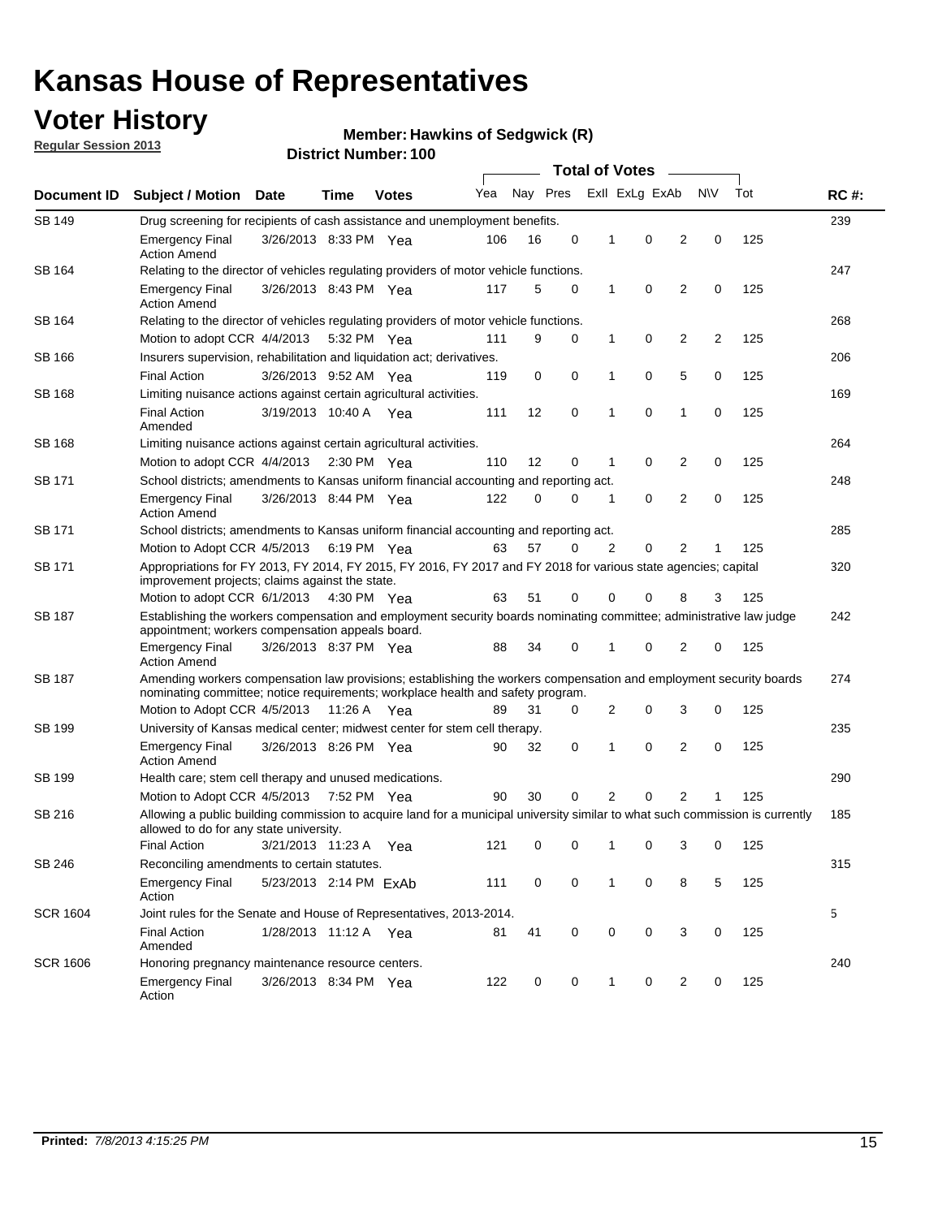# Kansas House of Representatives

## Voter History

**Regular Session 2013**

**Member: Hawkins of Sedgwick (R)**

**District Number: 100**

| Document ID | Subject / Motion | Date | Time | Votes | Yea | Nay | Pres | ExII | ExLg | ExAb | N\V | Tot | RC #: |
|---|---|---|---|---|---|---|---|---|---|---|---|---|---|
| SB 149 | Drug screening for recipients of cash assistance and unemployment benefits. | | | | | | | | | | | | 239 |
| | Emergency Final Action Amend | 3/26/2013 | 8:33 PM | Yea | 106 | 16 | 0 | 1 | 0 | 2 | 0 | 125 | |
| SB 164 | Relating to the director of vehicles regulating providers of motor vehicle functions. | | | | | | | | | | | | 247 |
| | Emergency Final Action Amend | 3/26/2013 | 8:43 PM | Yea | 117 | 5 | 0 | 1 | 0 | 2 | 0 | 125 | |
| SB 164 | Relating to the director of vehicles regulating providers of motor vehicle functions. | | | | | | | | | | | | 268 |
| | Motion to adopt CCR | 4/4/2013 | 5:32 PM | Yea | 111 | 9 | 0 | 1 | 0 | 2 | 2 | 125 | |
| SB 166 | Insurers supervision, rehabilitation and liquidation act; derivatives. | | | | | | | | | | | | 206 |
| | Final Action | 3/26/2013 | 9:52 AM | Yea | 119 | 0 | 0 | 1 | 0 | 5 | 0 | 125 | |
| SB 168 | Limiting nuisance actions against certain agricultural activities. | | | | | | | | | | | | 169 |
| | Final Action Amended | 3/19/2013 | 10:40 A | Yea | 111 | 12 | 0 | 1 | 0 | 1 | 0 | 125 | |
| SB 168 | Limiting nuisance actions against certain agricultural activities. | | | | | | | | | | | | 264 |
| | Motion to adopt CCR | 4/4/2013 | 2:30 PM | Yea | 110 | 12 | 0 | 1 | 0 | 2 | 0 | 125 | |
| SB 171 | School districts; amendments to Kansas uniform financial accounting and reporting act. | | | | | | | | | | | | 248 |
| | Emergency Final Action Amend | 3/26/2013 | 8:44 PM | Yea | 122 | 0 | 0 | 1 | 0 | 2 | 0 | 125 | |
| SB 171 | School districts; amendments to Kansas uniform financial accounting and reporting act. | | | | | | | | | | | | 285 |
| | Motion to Adopt CCR | 4/5/2013 | 6:19 PM | Yea | 63 | 57 | 0 | 2 | 0 | 2 | 1 | 125 | |
| SB 171 | Appropriations for FY 2013, FY 2014, FY 2015, FY 2016, FY 2017 and FY 2018 for various state agencies; capital improvement projects; claims against the state. | | | | | | | | | | | | 320 |
| | Motion to adopt CCR | 6/1/2013 | 4:30 PM | Yea | 63 | 51 | 0 | 0 | 0 | 8 | 3 | 125 | |
| SB 187 | Establishing the workers compensation and employment security boards nominating committee; administrative law judge appointment; workers compensation appeals board. | | | | | | | | | | | | 242 |
| | Emergency Final Action Amend | 3/26/2013 | 8:37 PM | Yea | 88 | 34 | 0 | 1 | 0 | 2 | 0 | 125 | |
| SB 187 | Amending workers compensation law provisions; establishing the workers compensation and employment security boards nominating committee; notice requirements; workplace health and safety program. | | | | | | | | | | | | 274 |
| | Motion to Adopt CCR | 4/5/2013 | 11:26 A | Yea | 89 | 31 | 0 | 2 | 0 | 3 | 0 | 125 | |
| SB 199 | University of Kansas medical center; midwest center for stem cell therapy. | | | | | | | | | | | | 235 |
| | Emergency Final Action Amend | 3/26/2013 | 8:26 PM | Yea | 90 | 32 | 0 | 1 | 0 | 2 | 0 | 125 | |
| SB 199 | Health care; stem cell therapy and unused medications. | | | | | | | | | | | | 290 |
| | Motion to Adopt CCR | 4/5/2013 | 7:52 PM | Yea | 90 | 30 | 0 | 2 | 0 | 2 | 1 | 125 | |
| SB 216 | Allowing a public building commission to acquire land for a municipal university similar to what such commission is currently allowed to do for any state university. | | | | | | | | | | | | 185 |
| | Final Action | 3/21/2013 | 11:23 A | Yea | 121 | 0 | 0 | 1 | 0 | 3 | 0 | 125 | |
| SB 246 | Reconciling amendments to certain statutes. | | | | | | | | | | | | 315 |
| | Emergency Final Action | 5/23/2013 | 2:14 PM | ExAb | 111 | 0 | 0 | 1 | 0 | 8 | 5 | 125 | |
| SCR 1604 | Joint rules for the Senate and House of Representatives, 2013-2014. | | | | | | | | | | | | 5 |
| | Final Action Amended | 1/28/2013 | 11:12 A | Yea | 81 | 41 | 0 | 0 | 0 | 3 | 0 | 125 | |
| SCR 1606 | Honoring pregnancy maintenance resource centers. | | | | | | | | | | | | 240 |
| | Emergency Final Action | 3/26/2013 | 8:34 PM | Yea | 122 | 0 | 0 | 1 | 0 | 2 | 0 | 125 | |

**Printed:** *7/8/2013 4:15:25 PM*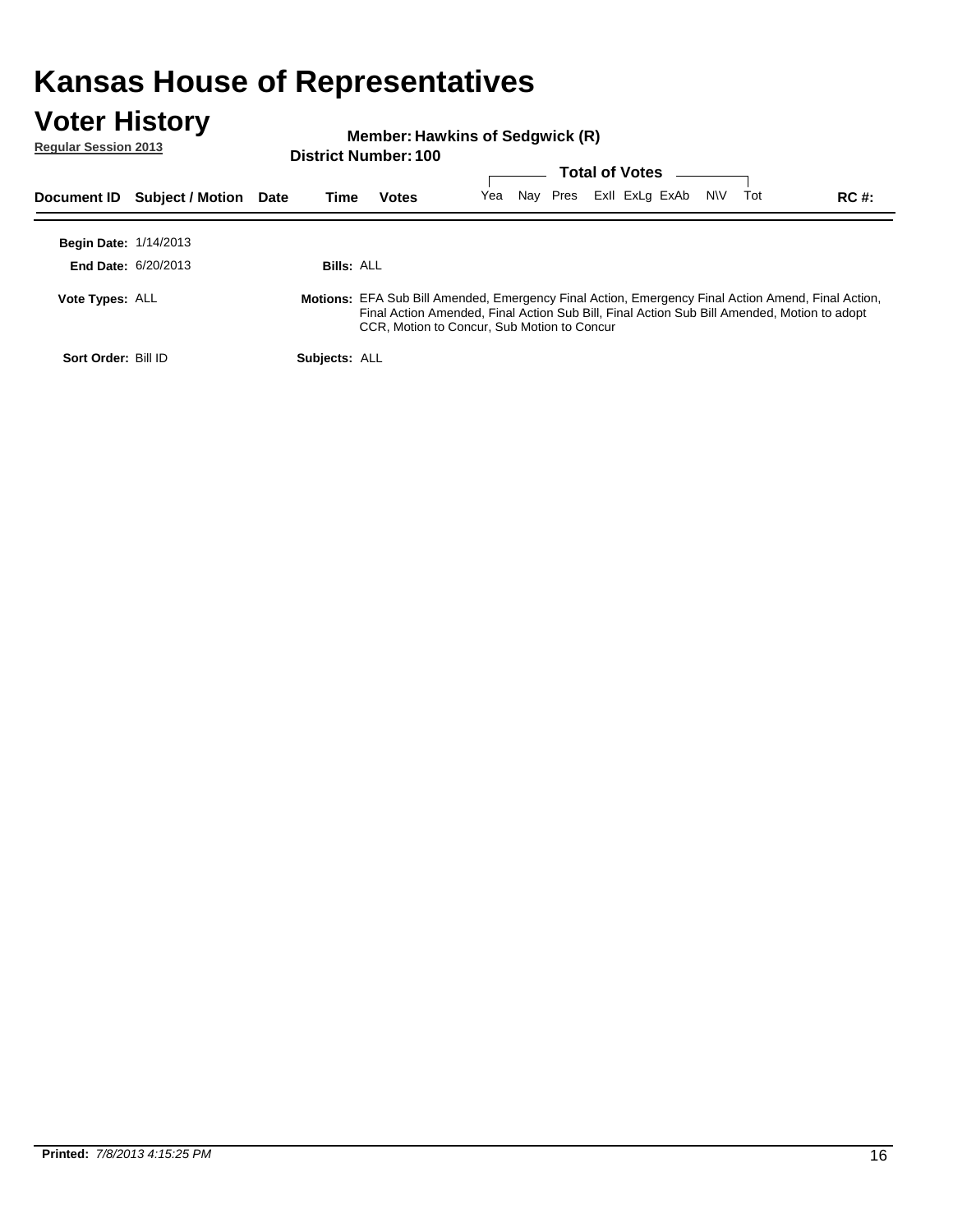# Kansas House of Representatives

## Voter History

**Regular Session 2013**

**Member:** Hawkins of Sedgwick (R)

**District Number:** 100

| Document ID | Subject / Motion | Date | Time | Votes | Yea | Nay | Pres | ExII | ExLg | ExAb | N\V | Tot | RC #: |
|---|---|---|---|---|---|---|---|---|---|---|---|---|---|

(Yea through Tot: Total of Votes)

**Begin Date:** 1/14/2013

**End Date:** 6/20/2013

**Bills:** ALL

**Vote Types:** ALL

**Motions:** EFA Sub Bill Amended, Emergency Final Action, Emergency Final Action Amend, Final Action, Final Action Amended, Final Action Sub Bill, Final Action Sub Bill Amended, Motion to adopt CCR, Motion to Concur, Sub Motion to Concur

**Sort Order:** Bill ID

**Subjects:** ALL

**Printed:** *7/8/2013 4:15:25 PM*